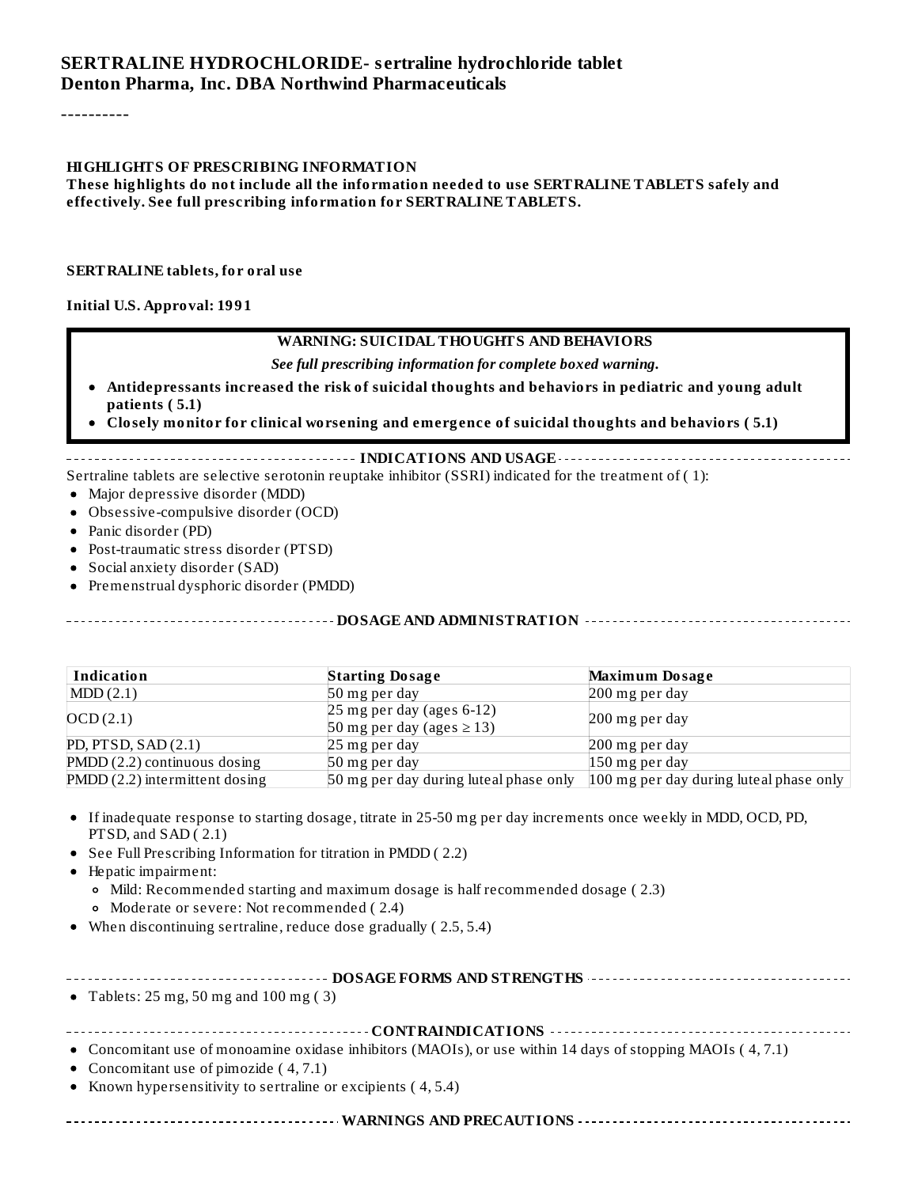# SERTRALINE HYDROCHLORIDE- sertraline hydrochloride tablet

**Denton Pharma, Inc. DBA Northwind Pharmaceuticals**

----------

**HIGHLIGHTS OF PRESCRIBING INFORMATION**

**These highlights do not include all the information needed to use SERTRALINE TABLETS safely and effectively. See full prescribing information for SERTRALINE TABLETS.**

**SERTRALINE tablets, for oral use**

**Initial U.S. Approval: 1991**

**WARNING: SUICIDAL THOUGHTS AND BEHAVIORS**

***See full prescribing information for complete boxed warning.***

- **Antidepressants increased the risk of suicidal thoughts and behaviors in pediatric and young adult patients ( 5.1)**
- **Closely monitor for clinical worsening and emergence of suicidal thoughts and behaviors ( 5.1)**

## INDICATIONS AND USAGE

Sertraline tablets are selective serotonin reuptake inhibitor (SSRI) indicated for the treatment of ( 1):

- Major depressive disorder (MDD)
- Obsessive-compulsive disorder (OCD)
- Panic disorder (PD)
- Post-traumatic stress disorder (PTSD)
- Social anxiety disorder (SAD)
- Premenstrual dysphoric disorder (PMDD)

## DOSAGE AND ADMINISTRATION

| Indication | Starting Dosage | Maximum Dosage |
|---|---|---|
| MDD (2.1) | 50 mg per day | 200 mg per day |
| OCD (2.1) | 25 mg per day (ages 6-12)<br>50 mg per day (ages ≥ 13) | 200 mg per day |
| PD, PTSD, SAD (2.1) | 25 mg per day | 200 mg per day |
| PMDD (2.2) continuous dosing | 50 mg per day | 150 mg per day |
| PMDD (2.2) intermittent dosing | 50 mg per day during luteal phase only | 100 mg per day during luteal phase only |

- If inadequate response to starting dosage, titrate in 25-50 mg per day increments once weekly in MDD, OCD, PD, PTSD, and SAD ( 2.1)
- See Full Prescribing Information for titration in PMDD ( 2.2)
- Hepatic impairment:
  - Mild: Recommended starting and maximum dosage is half recommended dosage ( 2.3)
  - Moderate or severe: Not recommended ( 2.4)
- When discontinuing sertraline, reduce dose gradually ( 2.5, 5.4)

## DOSAGE FORMS AND STRENGTHS

- Tablets: 25 mg, 50 mg and 100 mg ( 3)

## CONTRAINDICATIONS

- Concomitant use of monoamine oxidase inhibitors (MAOIs), or use within 14 days of stopping MAOIs ( 4, 7.1)
- Concomitant use of pimozide ( 4, 7.1)
- Known hypersensitivity to sertraline or excipients ( 4, 5.4)

## WARNINGS AND PRECAUTIONS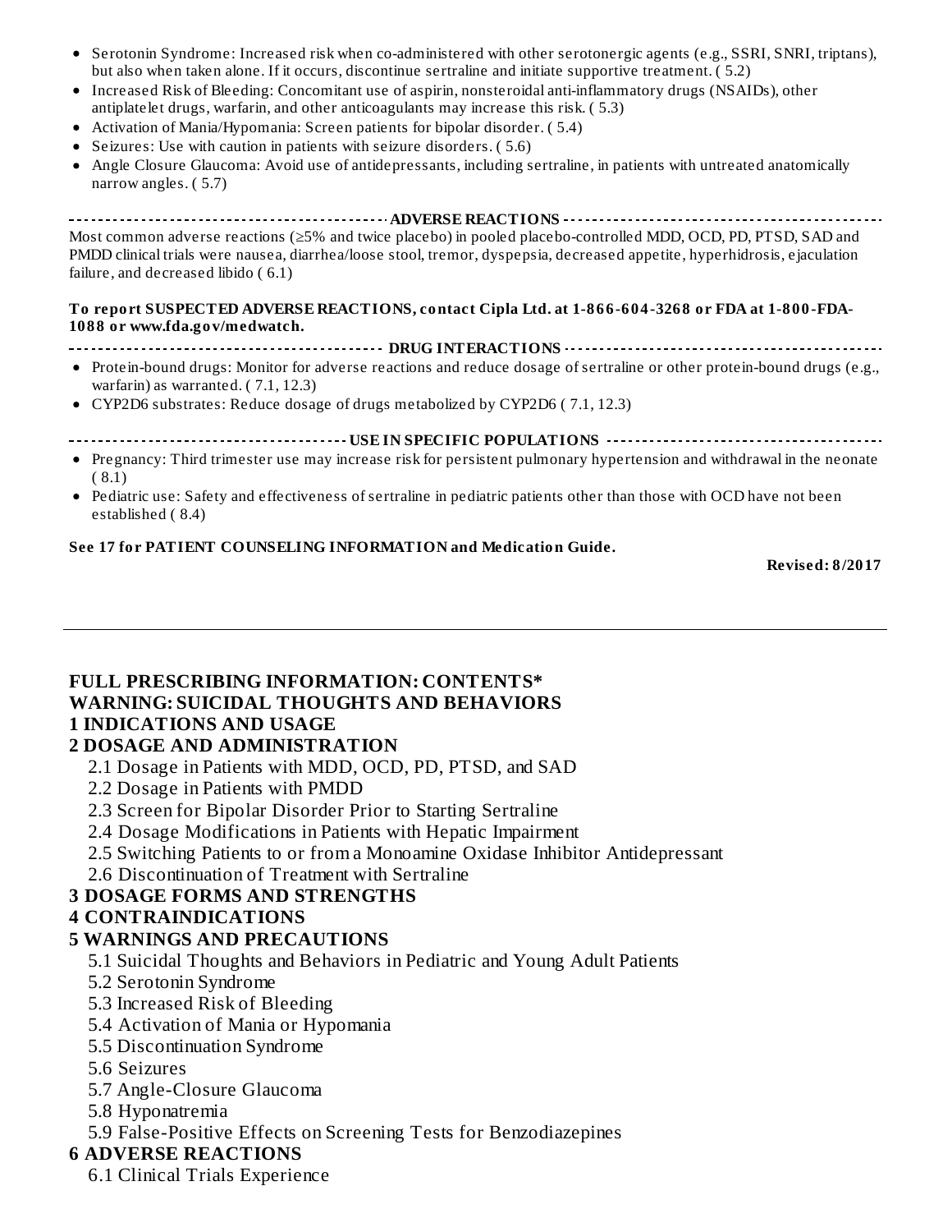- Serotonin Syndrome: Increased risk when co-administered with other serotonergic agents (e.g., SSRI, SNRI, triptans), but also when taken alone. If it occurs, discontinue sertraline and initiate supportive treatment. ( 5.2)
- Increased Risk of Bleeding: Concomitant use of aspirin, nonsteroidal anti-inflammatory drugs (NSAIDs), other antiplatelet drugs, warfarin, and other anticoagulants may increase this risk. ( 5.3)
- Activation of Mania/Hypomania: Screen patients for bipolar disorder. ( 5.4)
- Seizures: Use with caution in patients with seizure disorders. ( 5.6)
- Angle Closure Glaucoma: Avoid use of antidepressants, including sertraline, in patients with untreated anatomically narrow angles. ( 5.7)

**ADVERSE REACTIONS**

Most common adverse reactions (≥5% and twice placebo) in pooled placebo-controlled MDD, OCD, PD, PTSD, SAD and PMDD clinical trials were nausea, diarrhea/loose stool, tremor, dyspepsia, decreased appetite, hyperhidrosis, ejaculation failure, and decreased libido ( 6.1)

**To report SUSPECTED ADVERSE REACTIONS, contact Cipla Ltd. at 1-866-604-3268 or FDA at 1-800-FDA-1088 or www.fda.gov/medwatch.**

**DRUG INTERACTIONS**

- Protein-bound drugs: Monitor for adverse reactions and reduce dosage of sertraline or other protein-bound drugs (e.g., warfarin) as warranted. ( 7.1, 12.3)
- CYP2D6 substrates: Reduce dosage of drugs metabolized by CYP2D6 ( 7.1, 12.3)

**USE IN SPECIFIC POPULATIONS**

- Pregnancy: Third trimester use may increase risk for persistent pulmonary hypertension and withdrawal in the neonate ( 8.1)
- Pediatric use: Safety and effectiveness of sertraline in pediatric patients other than those with OCD have not been established ( 8.4)

**See 17 for PATIENT COUNSELING INFORMATION and Medication Guide.**

**Revised: 8/2017**

---

**FULL PRESCRIBING INFORMATION: CONTENTS***

**WARNING: SUICIDAL THOUGHTS AND BEHAVIORS**

**1 INDICATIONS AND USAGE**

**2 DOSAGE AND ADMINISTRATION**

- 2.1 Dosage in Patients with MDD, OCD, PD, PTSD, and SAD
- 2.2 Dosage in Patients with PMDD
- 2.3 Screen for Bipolar Disorder Prior to Starting Sertraline
- 2.4 Dosage Modifications in Patients with Hepatic Impairment
- 2.5 Switching Patients to or from a Monoamine Oxidase Inhibitor Antidepressant
- 2.6 Discontinuation of Treatment with Sertraline

**3 DOSAGE FORMS AND STRENGTHS**

**4 CONTRAINDICATIONS**

**5 WARNINGS AND PRECAUTIONS**

- 5.1 Suicidal Thoughts and Behaviors in Pediatric and Young Adult Patients
- 5.2 Serotonin Syndrome
- 5.3 Increased Risk of Bleeding
- 5.4 Activation of Mania or Hypomania
- 5.5 Discontinuation Syndrome
- 5.6 Seizures
- 5.7 Angle-Closure Glaucoma
- 5.8 Hyponatremia
- 5.9 False-Positive Effects on Screening Tests for Benzodiazepines

**6 ADVERSE REACTIONS**

- 6.1 Clinical Trials Experience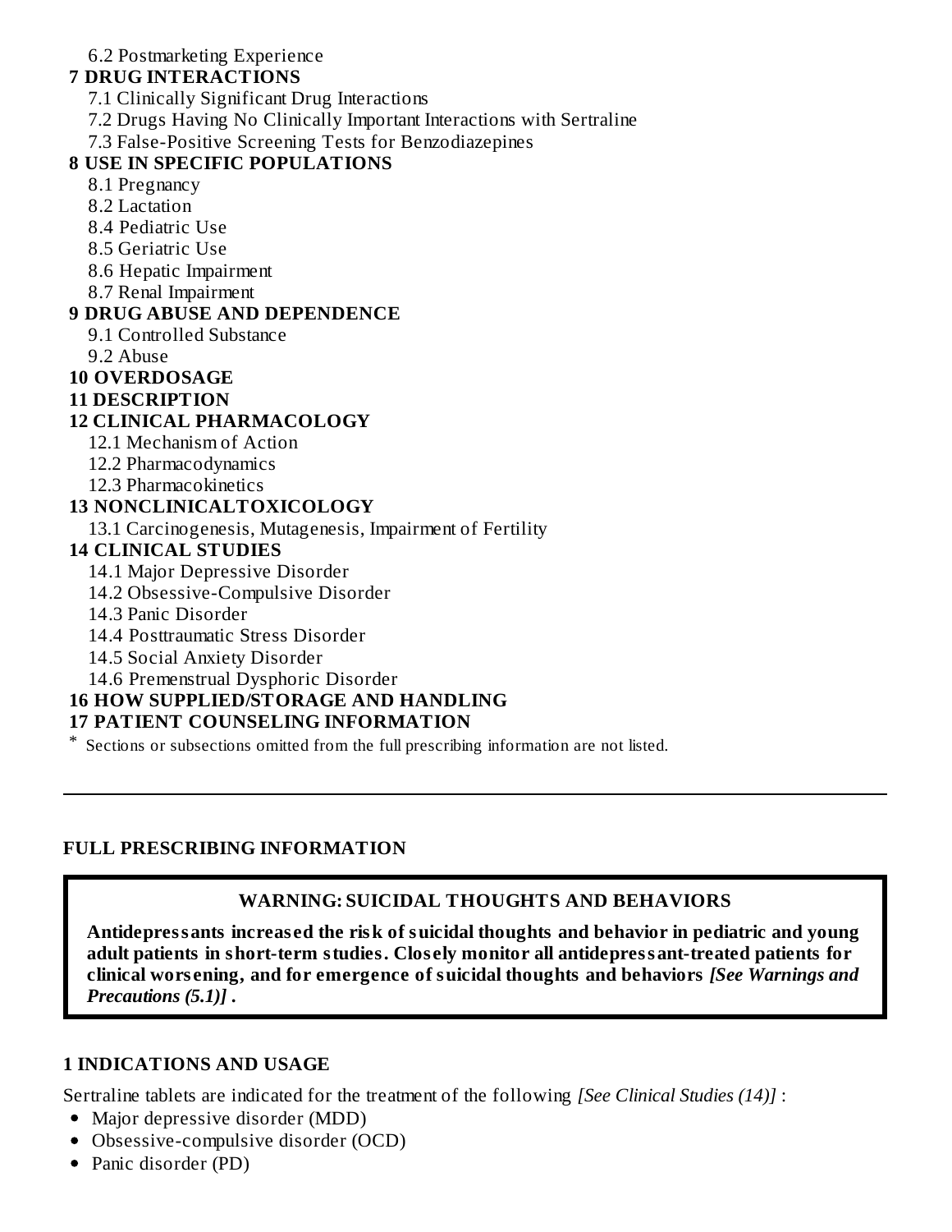6.2 Postmarketing Experience

**7 DRUG INTERACTIONS**

7.1 Clinically Significant Drug Interactions

7.2 Drugs Having No Clinically Important Interactions with Sertraline

7.3 False-Positive Screening Tests for Benzodiazepines

**8 USE IN SPECIFIC POPULATIONS**

8.1 Pregnancy

8.2 Lactation

8.4 Pediatric Use

8.5 Geriatric Use

8.6 Hepatic Impairment

8.7 Renal Impairment

**9 DRUG ABUSE AND DEPENDENCE**

9.1 Controlled Substance

9.2 Abuse

**10 OVERDOSAGE**

**11 DESCRIPTION**

**12 CLINICAL PHARMACOLOGY**

12.1 Mechanism of Action

12.2 Pharmacodynamics

12.3 Pharmacokinetics

**13 NONCLINICALTOXICOLOGY**

13.1 Carcinogenesis, Mutagenesis, Impairment of Fertility

**14 CLINICAL STUDIES**

14.1 Major Depressive Disorder

14.2 Obsessive-Compulsive Disorder

14.3 Panic Disorder

14.4 Posttraumatic Stress Disorder

14.5 Social Anxiety Disorder

14.6 Premenstrual Dysphoric Disorder

**16 HOW SUPPLIED/STORAGE AND HANDLING**

**17 PATIENT COUNSELING INFORMATION**

* Sections or subsections omitted from the full prescribing information are not listed.

---

## FULL PRESCRIBING INFORMATION

**WARNING: SUICIDAL THOUGHTS AND BEHAVIORS**

**Antidepressants increased the risk of suicidal thoughts and behavior in pediatric and young adult patients in short-term studies. Closely monitor all antidepressant-treated patients for clinical worsening, and for emergence of suicidal thoughts and behaviors** ***[See Warnings and Precautions (5.1)]*** **.**

## 1 INDICATIONS AND USAGE

Sertraline tablets are indicated for the treatment of the following *[See Clinical Studies (14)]* :

- Major depressive disorder (MDD)
- Obsessive-compulsive disorder (OCD)
- Panic disorder (PD)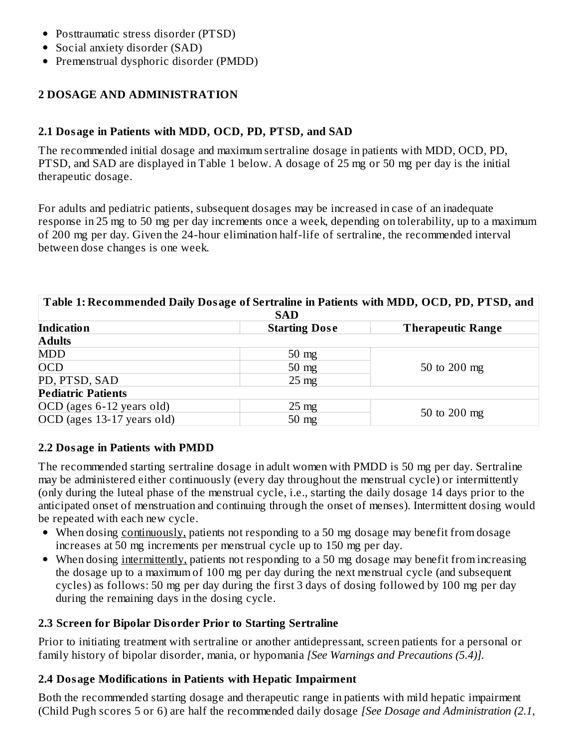- Posttraumatic stress disorder (PTSD)
- Social anxiety disorder (SAD)
- Premenstrual dysphoric disorder (PMDD)

## 2 DOSAGE AND ADMINISTRATION

### 2.1 Dosage in Patients with MDD, OCD, PD, PTSD, and SAD

The recommended initial dosage and maximum sertraline dosage in patients with MDD, OCD, PD, PTSD, and SAD are displayed in Table 1 below. A dosage of 25 mg or 50 mg per day is the initial therapeutic dosage.

For adults and pediatric patients, subsequent dosages may be increased in case of an inadequate response in 25 mg to 50 mg per day increments once a week, depending on tolerability, up to a maximum of 200 mg per day. Given the 24-hour elimination half-life of sertraline, the recommended interval between dose changes is one week.

**Table 1: Recommended Daily Dosage of Sertraline in Patients with MDD, OCD, PD, PTSD, and SAD**

| Indication | Starting Dose | Therapeutic Range |
|---|---|---|
| **Adults** | | |
| MDD | 50 mg | 50 to 200 mg |
| OCD | 50 mg | |
| PD, PTSD, SAD | 25 mg | |
| **Pediatric Patients** | | |
| OCD (ages 6-12 years old) | 25 mg | 50 to 200 mg |
| OCD (ages 13-17 years old) | 50 mg | |

### 2.2 Dosage in Patients with PMDD

The recommended starting sertraline dosage in adult women with PMDD is 50 mg per day. Sertraline may be administered either continuously (every day throughout the menstrual cycle) or intermittently (only during the luteal phase of the menstrual cycle, i.e., starting the daily dosage 14 days prior to the anticipated onset of menstruation and continuing through the onset of menses). Intermittent dosing would be repeated with each new cycle.

- When dosing continuously, patients not responding to a 50 mg dosage may benefit from dosage increases at 50 mg increments per menstrual cycle up to 150 mg per day.
- When dosing intermittently, patients not responding to a 50 mg dosage may benefit from increasing the dosage up to a maximum of 100 mg per day during the next menstrual cycle (and subsequent cycles) as follows: 50 mg per day during the first 3 days of dosing followed by 100 mg per day during the remaining days in the dosing cycle.

### 2.3 Screen for Bipolar Disorder Prior to Starting Sertraline

Prior to initiating treatment with sertraline or another antidepressant, screen patients for a personal or family history of bipolar disorder, mania, or hypomania *[See Warnings and Precautions (5.4)]*.

### 2.4 Dosage Modifications in Patients with Hepatic Impairment

Both the recommended starting dosage and therapeutic range in patients with mild hepatic impairment (Child Pugh scores 5 or 6) are half the recommended daily dosage *[See Dosage and Administration (2.1,*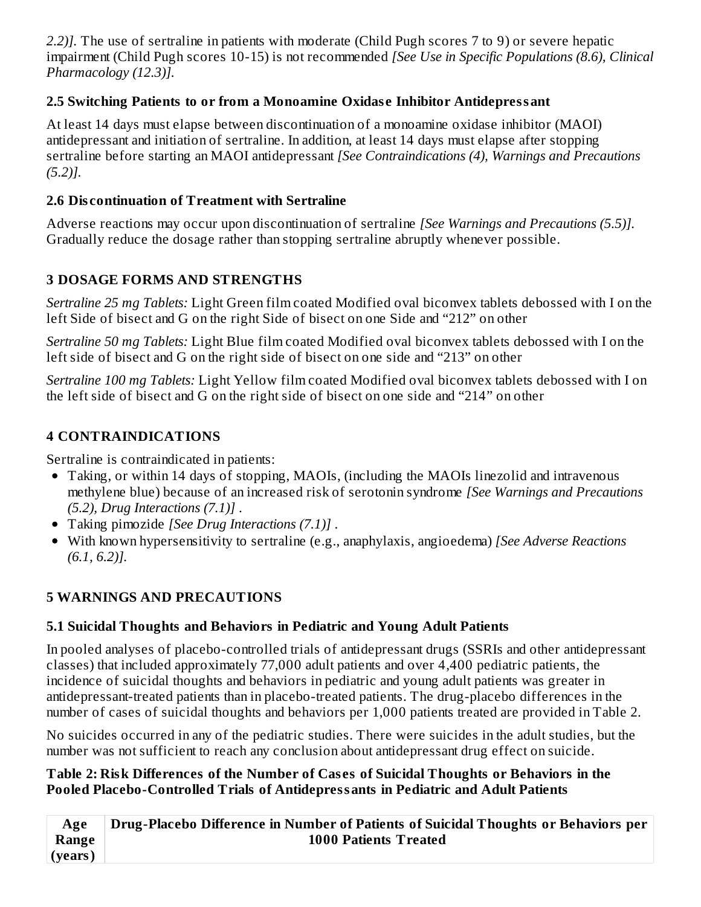*2.2)]*. The use of sertraline in patients with moderate (Child Pugh scores 7 to 9) or severe hepatic impairment (Child Pugh scores 10-15) is not recommended *[See Use in Specific Populations (8.6), Clinical Pharmacology (12.3)]*.

### 2.5 Switching Patients to or from a Monoamine Oxidase Inhibitor Antidepressant

At least 14 days must elapse between discontinuation of a monoamine oxidase inhibitor (MAOI) antidepressant and initiation of sertraline. In addition, at least 14 days must elapse after stopping sertraline before starting an MAOI antidepressant *[See Contraindications (4), Warnings and Precautions (5.2)]*.

### 2.6 Discontinuation of Treatment with Sertraline

Adverse reactions may occur upon discontinuation of sertraline *[See Warnings and Precautions (5.5)]*. Gradually reduce the dosage rather than stopping sertraline abruptly whenever possible.

## 3 DOSAGE FORMS AND STRENGTHS

*Sertraline 25 mg Tablets:* Light Green film coated Modified oval biconvex tablets debossed with I on the left Side of bisect and G on the right Side of bisect on one Side and "212" on other

*Sertraline 50 mg Tablets:* Light Blue film coated Modified oval biconvex tablets debossed with I on the left side of bisect and G on the right side of bisect on one side and "213" on other

*Sertraline 100 mg Tablets:* Light Yellow film coated Modified oval biconvex tablets debossed with I on the left side of bisect and G on the right side of bisect on one side and "214" on other

## 4 CONTRAINDICATIONS

Sertraline is contraindicated in patients:

- Taking, or within 14 days of stopping, MAOIs, (including the MAOIs linezolid and intravenous methylene blue) because of an increased risk of serotonin syndrome *[See Warnings and Precautions (5.2), Drug Interactions (7.1)]* .
- Taking pimozide *[See Drug Interactions (7.1)]* .
- With known hypersensitivity to sertraline (e.g., anaphylaxis, angioedema) *[See Adverse Reactions (6.1, 6.2)]*.

## 5 WARNINGS AND PRECAUTIONS

### 5.1 Suicidal Thoughts and Behaviors in Pediatric and Young Adult Patients

In pooled analyses of placebo-controlled trials of antidepressant drugs (SSRIs and other antidepressant classes) that included approximately 77,000 adult patients and over 4,400 pediatric patients, the incidence of suicidal thoughts and behaviors in pediatric and young adult patients was greater in antidepressant-treated patients than in placebo-treated patients. The drug-placebo differences in the number of cases of suicidal thoughts and behaviors per 1,000 patients treated are provided in Table 2.

No suicides occurred in any of the pediatric studies. There were suicides in the adult studies, but the number was not sufficient to reach any conclusion about antidepressant drug effect on suicide.

**Table 2: Risk Differences of the Number of Cases of Suicidal Thoughts or Behaviors in the Pooled Placebo-Controlled Trials of Antidepressants in Pediatric and Adult Patients**

| Age Range (years) | Drug-Placebo Difference in Number of Patients of Suicidal Thoughts or Behaviors per 1000 Patients Treated |
|---|---|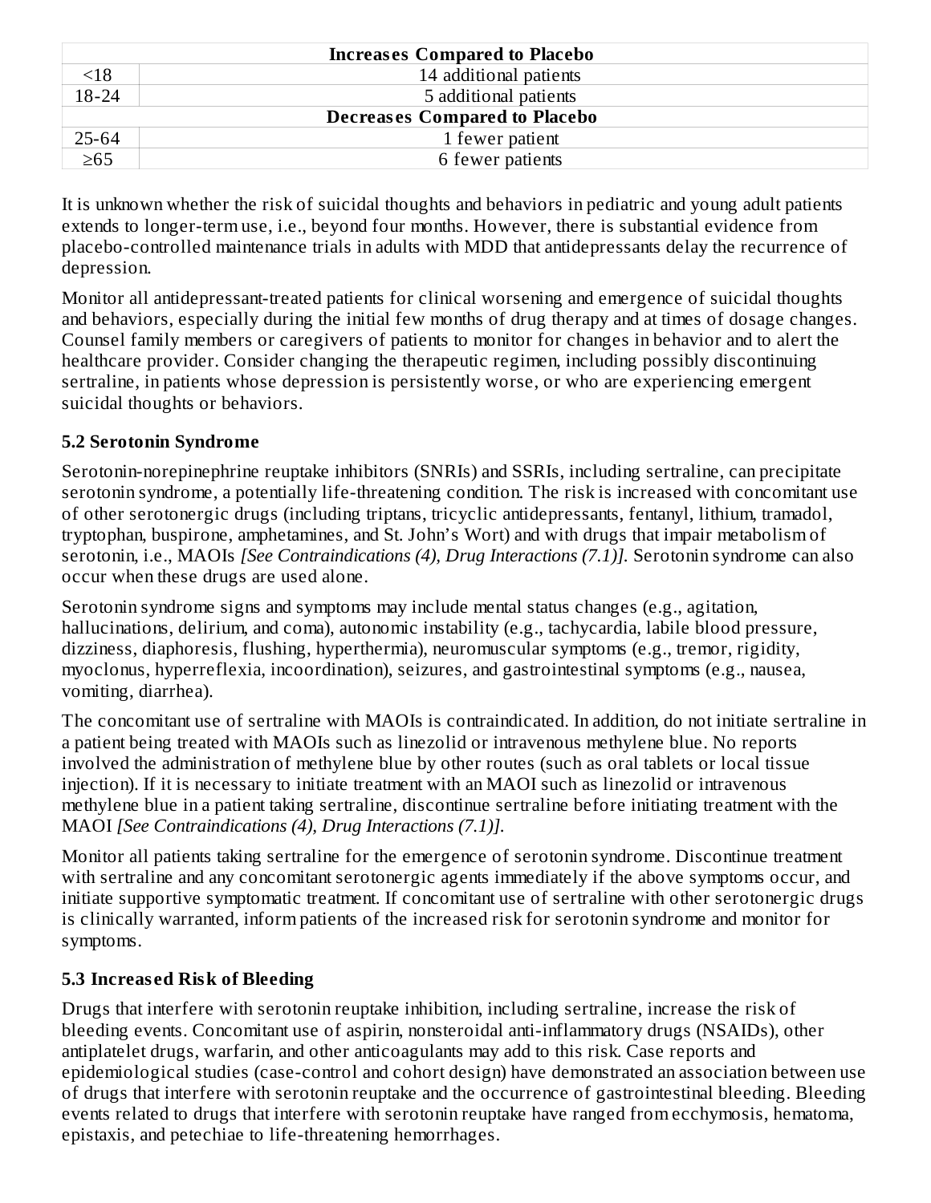| Increases Compared to Placebo | |
|---|---|
| <18 | 14 additional patients |
| 18-24 | 5 additional patients |
| **Decreases Compared to Placebo** | |
| 25-64 | 1 fewer patient |
| ≥65 | 6 fewer patients |

It is unknown whether the risk of suicidal thoughts and behaviors in pediatric and young adult patients extends to longer-term use, i.e., beyond four months. However, there is substantial evidence from placebo-controlled maintenance trials in adults with MDD that antidepressants delay the recurrence of depression.

Monitor all antidepressant-treated patients for clinical worsening and emergence of suicidal thoughts and behaviors, especially during the initial few months of drug therapy and at times of dosage changes. Counsel family members or caregivers of patients to monitor for changes in behavior and to alert the healthcare provider. Consider changing the therapeutic regimen, including possibly discontinuing sertraline, in patients whose depression is persistently worse, or who are experiencing emergent suicidal thoughts or behaviors.

### 5.2 Serotonin Syndrome

Serotonin-norepinephrine reuptake inhibitors (SNRIs) and SSRIs, including sertraline, can precipitate serotonin syndrome, a potentially life-threatening condition. The risk is increased with concomitant use of other serotonergic drugs (including triptans, tricyclic antidepressants, fentanyl, lithium, tramadol, tryptophan, buspirone, amphetamines, and St. John's Wort) and with drugs that impair metabolism of serotonin, i.e., MAOIs *[See Contraindications (4), Drug Interactions (7.1)]*. Serotonin syndrome can also occur when these drugs are used alone.

Serotonin syndrome signs and symptoms may include mental status changes (e.g., agitation, hallucinations, delirium, and coma), autonomic instability (e.g., tachycardia, labile blood pressure, dizziness, diaphoresis, flushing, hyperthermia), neuromuscular symptoms (e.g., tremor, rigidity, myoclonus, hyperreflexia, incoordination), seizures, and gastrointestinal symptoms (e.g., nausea, vomiting, diarrhea).

The concomitant use of sertraline with MAOIs is contraindicated. In addition, do not initiate sertraline in a patient being treated with MAOIs such as linezolid or intravenous methylene blue. No reports involved the administration of methylene blue by other routes (such as oral tablets or local tissue injection). If it is necessary to initiate treatment with an MAOI such as linezolid or intravenous methylene blue in a patient taking sertraline, discontinue sertraline before initiating treatment with the MAOI *[See Contraindications (4), Drug Interactions (7.1)]*.

Monitor all patients taking sertraline for the emergence of serotonin syndrome. Discontinue treatment with sertraline and any concomitant serotonergic agents immediately if the above symptoms occur, and initiate supportive symptomatic treatment. If concomitant use of sertraline with other serotonergic drugs is clinically warranted, inform patients of the increased risk for serotonin syndrome and monitor for symptoms.

### 5.3 Increased Risk of Bleeding

Drugs that interfere with serotonin reuptake inhibition, including sertraline, increase the risk of bleeding events. Concomitant use of aspirin, nonsteroidal anti-inflammatory drugs (NSAIDs), other antiplatelet drugs, warfarin, and other anticoagulants may add to this risk. Case reports and epidemiological studies (case-control and cohort design) have demonstrated an association between use of drugs that interfere with serotonin reuptake and the occurrence of gastrointestinal bleeding. Bleeding events related to drugs that interfere with serotonin reuptake have ranged from ecchymosis, hematoma, epistaxis, and petechiae to life-threatening hemorrhages.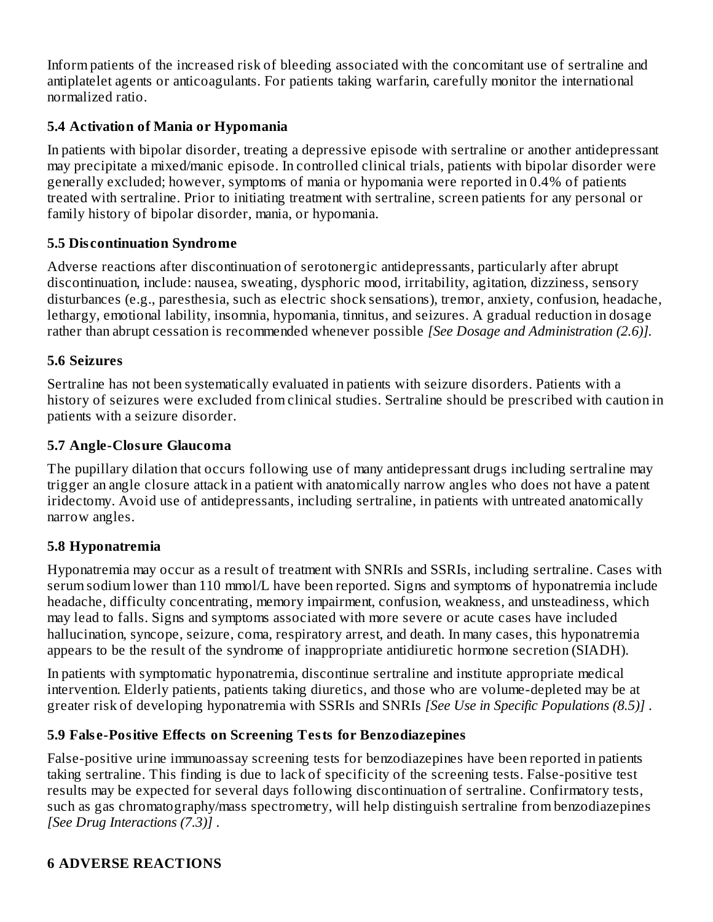Inform patients of the increased risk of bleeding associated with the concomitant use of sertraline and antiplatelet agents or anticoagulants. For patients taking warfarin, carefully monitor the international normalized ratio.

### 5.4 Activation of Mania or Hypomania

In patients with bipolar disorder, treating a depressive episode with sertraline or another antidepressant may precipitate a mixed/manic episode. In controlled clinical trials, patients with bipolar disorder were generally excluded; however, symptoms of mania or hypomania were reported in 0.4% of patients treated with sertraline. Prior to initiating treatment with sertraline, screen patients for any personal or family history of bipolar disorder, mania, or hypomania.

### 5.5 Discontinuation Syndrome

Adverse reactions after discontinuation of serotonergic antidepressants, particularly after abrupt discontinuation, include: nausea, sweating, dysphoric mood, irritability, agitation, dizziness, sensory disturbances (e.g., paresthesia, such as electric shock sensations), tremor, anxiety, confusion, headache, lethargy, emotional lability, insomnia, hypomania, tinnitus, and seizures. A gradual reduction in dosage rather than abrupt cessation is recommended whenever possible *[See Dosage and Administration (2.6)]*.

### 5.6 Seizures

Sertraline has not been systematically evaluated in patients with seizure disorders. Patients with a history of seizures were excluded from clinical studies. Sertraline should be prescribed with caution in patients with a seizure disorder.

### 5.7 Angle-Closure Glaucoma

The pupillary dilation that occurs following use of many antidepressant drugs including sertraline may trigger an angle closure attack in a patient with anatomically narrow angles who does not have a patent iridectomy. Avoid use of antidepressants, including sertraline, in patients with untreated anatomically narrow angles.

### 5.8 Hyponatremia

Hyponatremia may occur as a result of treatment with SNRIs and SSRIs, including sertraline. Cases with serum sodium lower than 110 mmol/L have been reported. Signs and symptoms of hyponatremia include headache, difficulty concentrating, memory impairment, confusion, weakness, and unsteadiness, which may lead to falls. Signs and symptoms associated with more severe or acute cases have included hallucination, syncope, seizure, coma, respiratory arrest, and death. In many cases, this hyponatremia appears to be the result of the syndrome of inappropriate antidiuretic hormone secretion (SIADH).

In patients with symptomatic hyponatremia, discontinue sertraline and institute appropriate medical intervention. Elderly patients, patients taking diuretics, and those who are volume-depleted may be at greater risk of developing hyponatremia with SSRIs and SNRIs *[See Use in Specific Populations (8.5)]* .

### 5.9 False-Positive Effects on Screening Tests for Benzodiazepines

False-positive urine immunoassay screening tests for benzodiazepines have been reported in patients taking sertraline. This finding is due to lack of specificity of the screening tests. False-positive test results may be expected for several days following discontinuation of sertraline. Confirmatory tests, such as gas chromatography/mass spectrometry, will help distinguish sertraline from benzodiazepines *[See Drug Interactions (7.3)]* .

## 6 ADVERSE REACTIONS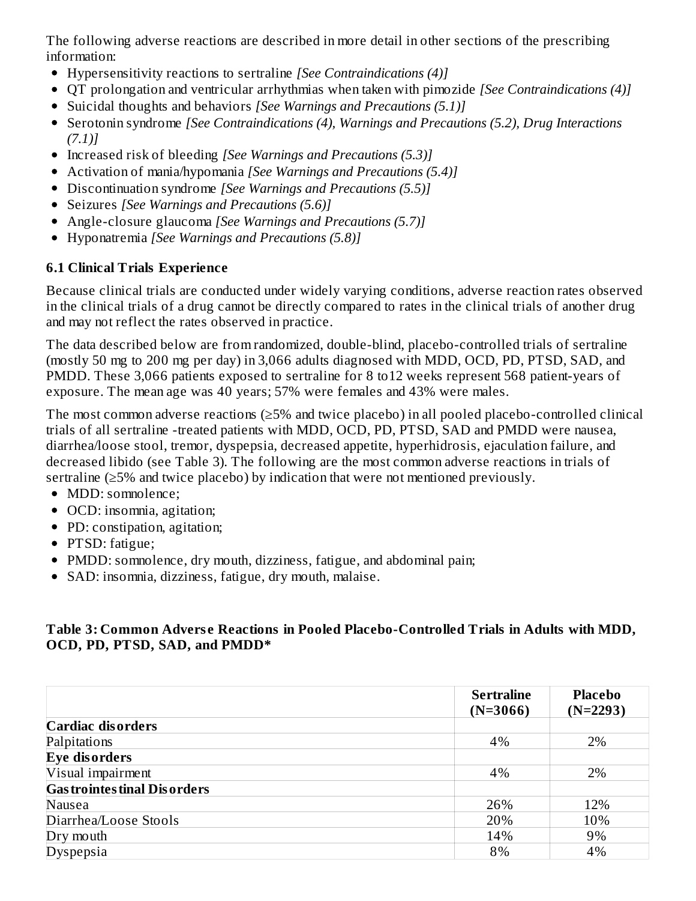The following adverse reactions are described in more detail in other sections of the prescribing information:

- Hypersensitivity reactions to sertraline *[See Contraindications (4)]*
- QT prolongation and ventricular arrhythmias when taken with pimozide *[See Contraindications (4)]*
- Suicidal thoughts and behaviors *[See Warnings and Precautions (5.1)]*
- Serotonin syndrome *[See Contraindications (4), Warnings and Precautions (5.2), Drug Interactions (7.1)]*
- Increased risk of bleeding *[See Warnings and Precautions (5.3)]*
- Activation of mania/hypomania *[See Warnings and Precautions (5.4)]*
- Discontinuation syndrome *[See Warnings and Precautions (5.5)]*
- Seizures *[See Warnings and Precautions (5.6)]*
- Angle-closure glaucoma *[See Warnings and Precautions (5.7)]*
- Hyponatremia *[See Warnings and Precautions (5.8)]*

### 6.1 Clinical Trials Experience

Because clinical trials are conducted under widely varying conditions, adverse reaction rates observed in the clinical trials of a drug cannot be directly compared to rates in the clinical trials of another drug and may not reflect the rates observed in practice.

The data described below are from randomized, double-blind, placebo-controlled trials of sertraline (mostly 50 mg to 200 mg per day) in 3,066 adults diagnosed with MDD, OCD, PD, PTSD, SAD, and PMDD. These 3,066 patients exposed to sertraline for 8 to12 weeks represent 568 patient-years of exposure. The mean age was 40 years; 57% were females and 43% were males.

The most common adverse reactions (≥5% and twice placebo) in all pooled placebo-controlled clinical trials of all sertraline -treated patients with MDD, OCD, PD, PTSD, SAD and PMDD were nausea, diarrhea/loose stool, tremor, dyspepsia, decreased appetite, hyperhidrosis, ejaculation failure, and decreased libido (see Table 3). The following are the most common adverse reactions in trials of sertraline (≥5% and twice placebo) by indication that were not mentioned previously.

- MDD: somnolence;
- OCD: insomnia, agitation;
- PD: constipation, agitation;
- PTSD: fatigue;
- PMDD: somnolence, dry mouth, dizziness, fatigue, and abdominal pain;
- SAD: insomnia, dizziness, fatigue, dry mouth, malaise.

**Table 3: Common Adverse Reactions in Pooled Placebo-Controlled Trials in Adults with MDD, OCD, PD, PTSD, SAD, and PMDD***

| | Sertraline (N=3066) | Placebo (N=2293) |
|---|---|---|
| **Cardiac disorders** | | |
| Palpitations | 4% | 2% |
| **Eye disorders** | | |
| Visual impairment | 4% | 2% |
| **Gastrointestinal Disorders** | | |
| Nausea | 26% | 12% |
| Diarrhea/Loose Stools | 20% | 10% |
| Dry mouth | 14% | 9% |
| Dyspepsia | 8% | 4% |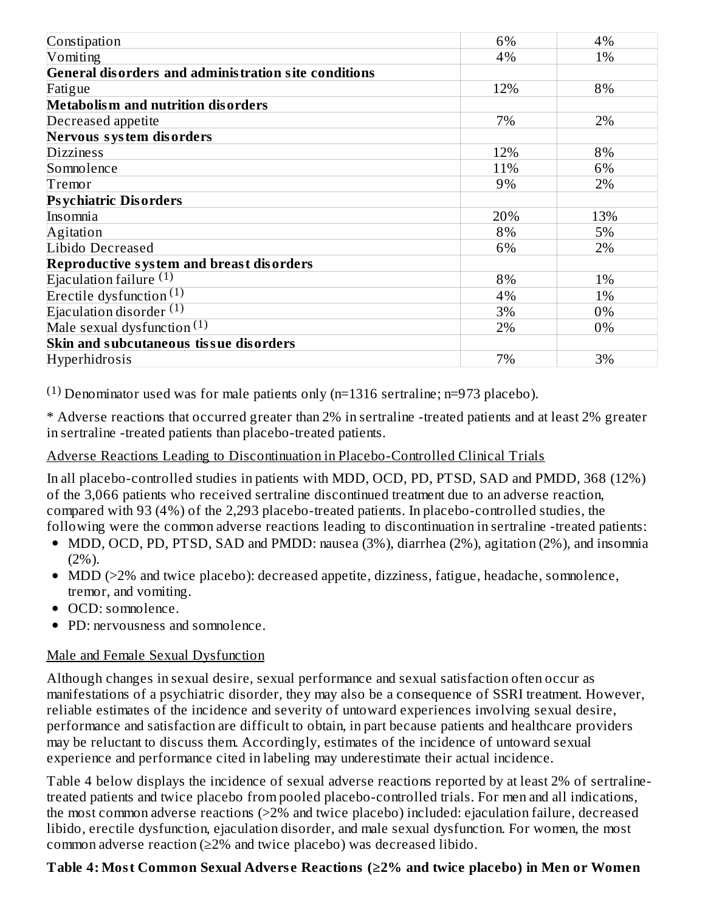| | | |
|---|---|---|
| Constipation | 6% | 4% |
| Vomiting | 4% | 1% |
| **General disorders and administration site conditions** | | |
| Fatigue | 12% | 8% |
| **Metabolism and nutrition disorders** | | |
| Decreased appetite | 7% | 2% |
| **Nervous system disorders** | | |
| Dizziness | 12% | 8% |
| Somnolence | 11% | 6% |
| Tremor | 9% | 2% |
| **Psychiatric Disorders** | | |
| Insomnia | 20% | 13% |
| Agitation | 8% | 5% |
| Libido Decreased | 6% | 2% |
| **Reproductive system and breast disorders** | | |
| Ejaculation failure (1) | 8% | 1% |
| Erectile dysfunction (1) | 4% | 1% |
| Ejaculation disorder (1) | 3% | 0% |
| Male sexual dysfunction (1) | 2% | 0% |
| **Skin and subcutaneous tissue disorders** | | |
| Hyperhidrosis | 7% | 3% |

(1) Denominator used was for male patients only (n=1316 sertraline; n=973 placebo).

* Adverse reactions that occurred greater than 2% in sertraline -treated patients and at least 2% greater in sertraline -treated patients than placebo-treated patients.

Adverse Reactions Leading to Discontinuation in Placebo-Controlled Clinical Trials

In all placebo-controlled studies in patients with MDD, OCD, PD, PTSD, SAD and PMDD, 368 (12%) of the 3,066 patients who received sertraline discontinued treatment due to an adverse reaction, compared with 93 (4%) of the 2,293 placebo-treated patients. In placebo-controlled studies, the following were the common adverse reactions leading to discontinuation in sertraline -treated patients:

- MDD, OCD, PD, PTSD, SAD and PMDD: nausea (3%), diarrhea (2%), agitation (2%), and insomnia (2%).
- MDD (>2% and twice placebo): decreased appetite, dizziness, fatigue, headache, somnolence, tremor, and vomiting.
- OCD: somnolence.
- PD: nervousness and somnolence.

Male and Female Sexual Dysfunction

Although changes in sexual desire, sexual performance and sexual satisfaction often occur as manifestations of a psychiatric disorder, they may also be a consequence of SSRI treatment. However, reliable estimates of the incidence and severity of untoward experiences involving sexual desire, performance and satisfaction are difficult to obtain, in part because patients and healthcare providers may be reluctant to discuss them. Accordingly, estimates of the incidence of untoward sexual experience and performance cited in labeling may underestimate their actual incidence.

Table 4 below displays the incidence of sexual adverse reactions reported by at least 2% of sertraline-treated patients and twice placebo from pooled placebo-controlled trials. For men and all indications, the most common adverse reactions (>2% and twice placebo) included: ejaculation failure, decreased libido, erectile dysfunction, ejaculation disorder, and male sexual dysfunction. For women, the most common adverse reaction (≥2% and twice placebo) was decreased libido.

**Table 4: Most Common Sexual Adverse Reactions (≥2% and twice placebo) in Men or Women**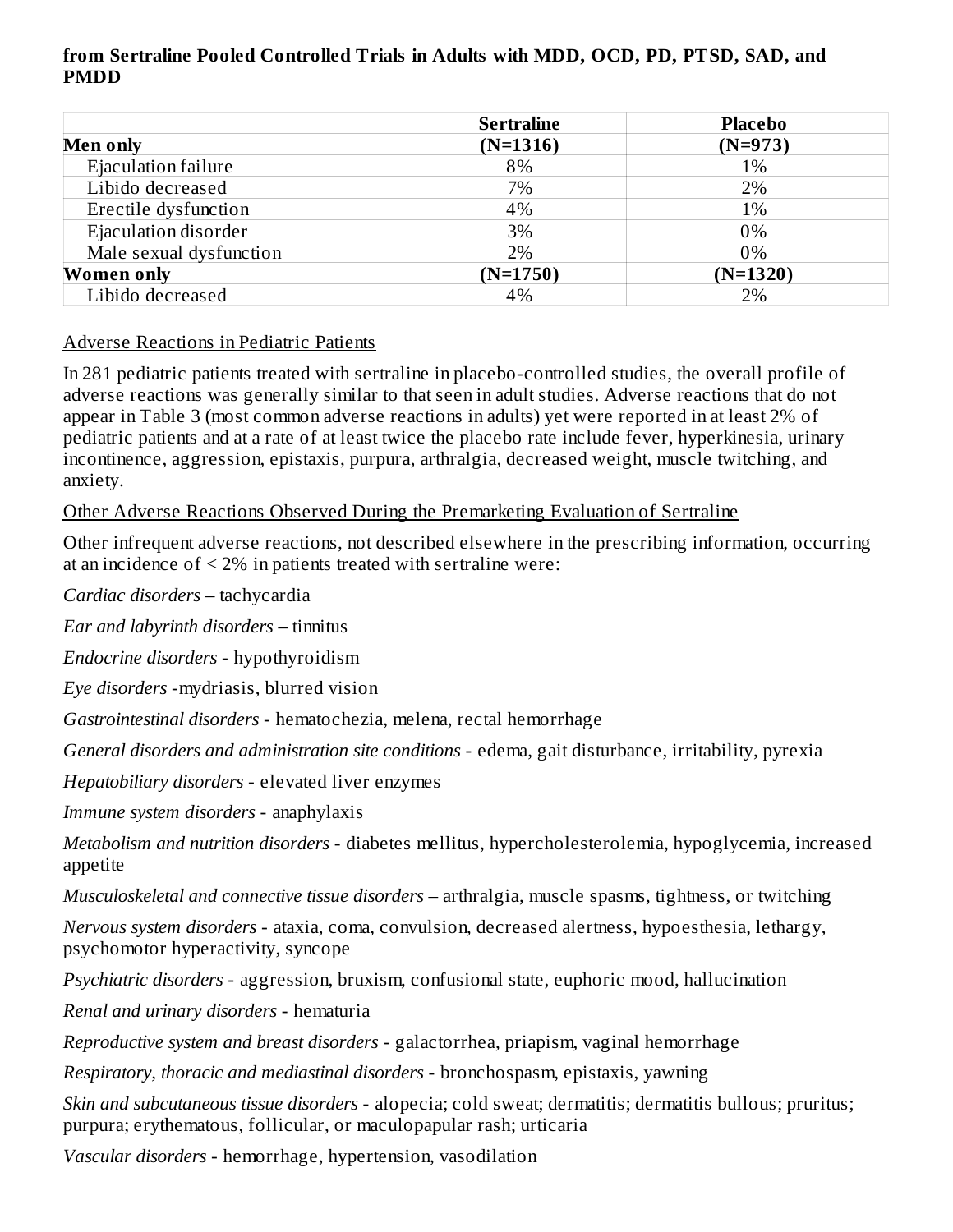**from Sertraline Pooled Controlled Trials in Adults with MDD, OCD, PD, PTSD, SAD, and PMDD**

| | Sertraline | Placebo |
|---|---|---|
| **Men only** | **(N=1316)** | **(N=973)** |
| Ejaculation failure | 8% | 1% |
| Libido decreased | 7% | 2% |
| Erectile dysfunction | 4% | 1% |
| Ejaculation disorder | 3% | 0% |
| Male sexual dysfunction | 2% | 0% |
| **Women only** | **(N=1750)** | **(N=1320)** |
| Libido decreased | 4% | 2% |

Adverse Reactions in Pediatric Patients

In 281 pediatric patients treated with sertraline in placebo-controlled studies, the overall profile of adverse reactions was generally similar to that seen in adult studies. Adverse reactions that do not appear in Table 3 (most common adverse reactions in adults) yet were reported in at least 2% of pediatric patients and at a rate of at least twice the placebo rate include fever, hyperkinesia, urinary incontinence, aggression, epistaxis, purpura, arthralgia, decreased weight, muscle twitching, and anxiety.

Other Adverse Reactions Observed During the Premarketing Evaluation of Sertraline

Other infrequent adverse reactions, not described elsewhere in the prescribing information, occurring at an incidence of < 2% in patients treated with sertraline were:

*Cardiac disorders* – tachycardia

*Ear and labyrinth disorders* – tinnitus

*Endocrine disorders* - hypothyroidism

*Eye disorders* -mydriasis, blurred vision

*Gastrointestinal disorders* - hematochezia, melena, rectal hemorrhage

*General disorders and administration site conditions* - edema, gait disturbance, irritability, pyrexia

*Hepatobiliary disorders* - elevated liver enzymes

*Immune system disorders* - anaphylaxis

*Metabolism and nutrition disorders* - diabetes mellitus, hypercholesterolemia, hypoglycemia, increased appetite

*Musculoskeletal and connective tissue disorders* – arthralgia, muscle spasms, tightness, or twitching

*Nervous system disorders* - ataxia, coma, convulsion, decreased alertness, hypoesthesia, lethargy, psychomotor hyperactivity, syncope

*Psychiatric disorders* - aggression, bruxism, confusional state, euphoric mood, hallucination

*Renal and urinary disorders* - hematuria

*Reproductive system and breast disorders* - galactorrhea, priapism, vaginal hemorrhage

*Respiratory, thoracic and mediastinal disorders* - bronchospasm, epistaxis, yawning

*Skin and subcutaneous tissue disorders* - alopecia; cold sweat; dermatitis; dermatitis bullous; pruritus; purpura; erythematous, follicular, or maculopapular rash; urticaria

*Vascular disorders* - hemorrhage, hypertension, vasodilation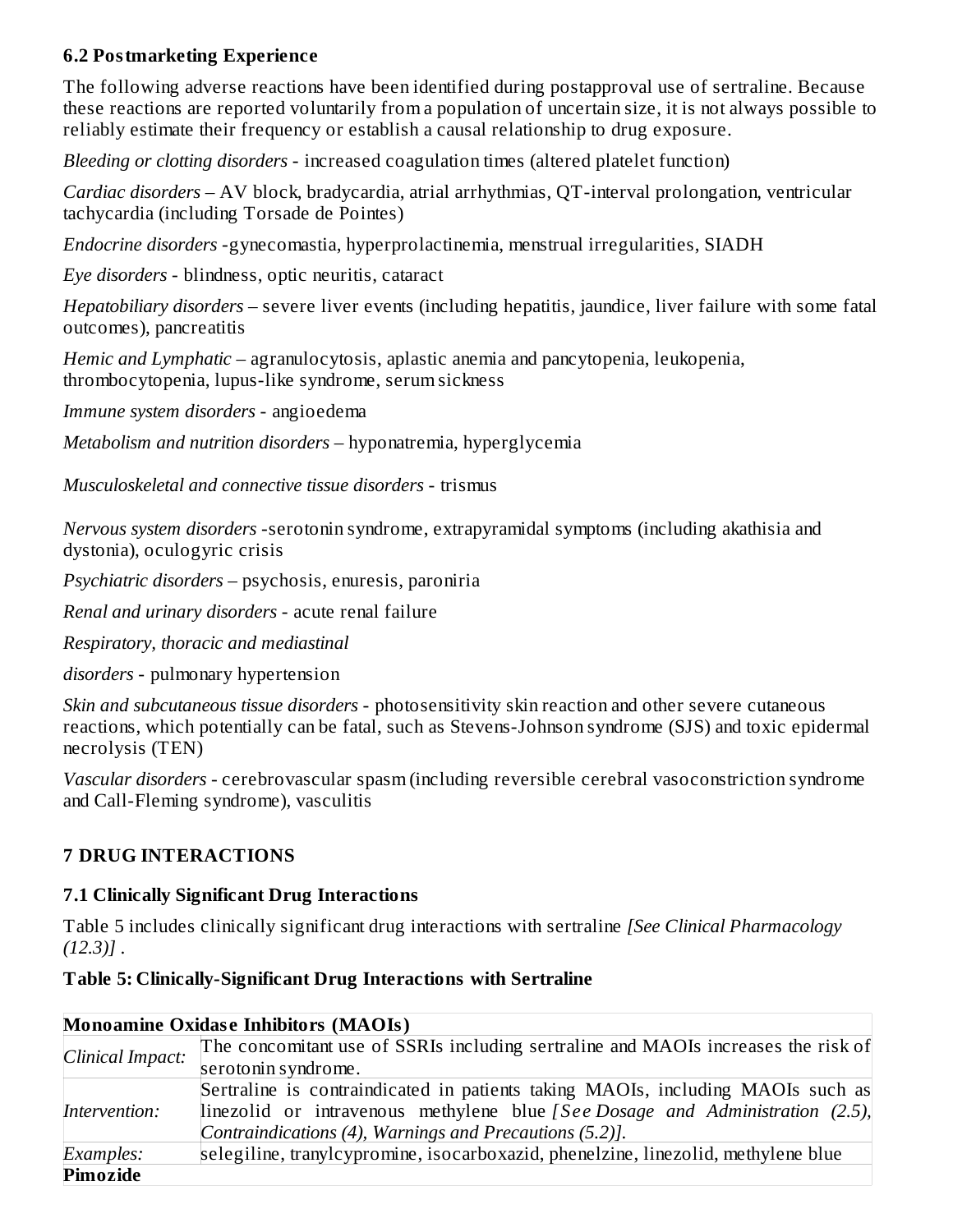### 6.2 Postmarketing Experience

The following adverse reactions have been identified during postapproval use of sertraline. Because these reactions are reported voluntarily from a population of uncertain size, it is not always possible to reliably estimate their frequency or establish a causal relationship to drug exposure.

*Bleeding or clotting disorders* - increased coagulation times (altered platelet function)

*Cardiac disorders* – AV block, bradycardia, atrial arrhythmias, QT-interval prolongation, ventricular tachycardia (including Torsade de Pointes)

*Endocrine disorders* -gynecomastia, hyperprolactinemia, menstrual irregularities, SIADH

*Eye disorders* - blindness, optic neuritis, cataract

*Hepatobiliary disorders* – severe liver events (including hepatitis, jaundice, liver failure with some fatal outcomes), pancreatitis

*Hemic and Lymphatic* – agranulocytosis, aplastic anemia and pancytopenia, leukopenia, thrombocytopenia, lupus-like syndrome, serum sickness

*Immune system disorders* - angioedema

*Metabolism and nutrition disorders* – hyponatremia, hyperglycemia

*Musculoskeletal and connective tissue disorders* - trismus

*Nervous system disorders* -serotonin syndrome, extrapyramidal symptoms (including akathisia and dystonia), oculogyric crisis

*Psychiatric disorders* – psychosis, enuresis, paroniria

*Renal and urinary disorders* - acute renal failure

*Respiratory, thoracic and mediastinal disorders* - pulmonary hypertension

*Skin and subcutaneous tissue disorders* - photosensitivity skin reaction and other severe cutaneous reactions, which potentially can be fatal, such as Stevens-Johnson syndrome (SJS) and toxic epidermal necrolysis (TEN)

*Vascular disorders* - cerebrovascular spasm (including reversible cerebral vasoconstriction syndrome and Call-Fleming syndrome), vasculitis

## 7 DRUG INTERACTIONS

### 7.1 Clinically Significant Drug Interactions

Table 5 includes clinically significant drug interactions with sertraline *[See Clinical Pharmacology (12.3)]* .

**Table 5: Clinically-Significant Drug Interactions with Sertraline**

| **Monoamine Oxidase Inhibitors (MAOIs)** | |
|---|---|
| *Clinical Impact:* | The concomitant use of SSRIs including sertraline and MAOIs increases the risk of serotonin syndrome. |
| *Intervention:* | Sertraline is contraindicated in patients taking MAOIs, including MAOIs such as linezolid or intravenous methylene blue *[See Dosage and Administration (2.5), Contraindications (4), Warnings and Precautions (5.2)].* |
| *Examples:* | selegiline, tranylcypromine, isocarboxazid, phenelzine, linezolid, methylene blue |
| **Pimozide** | |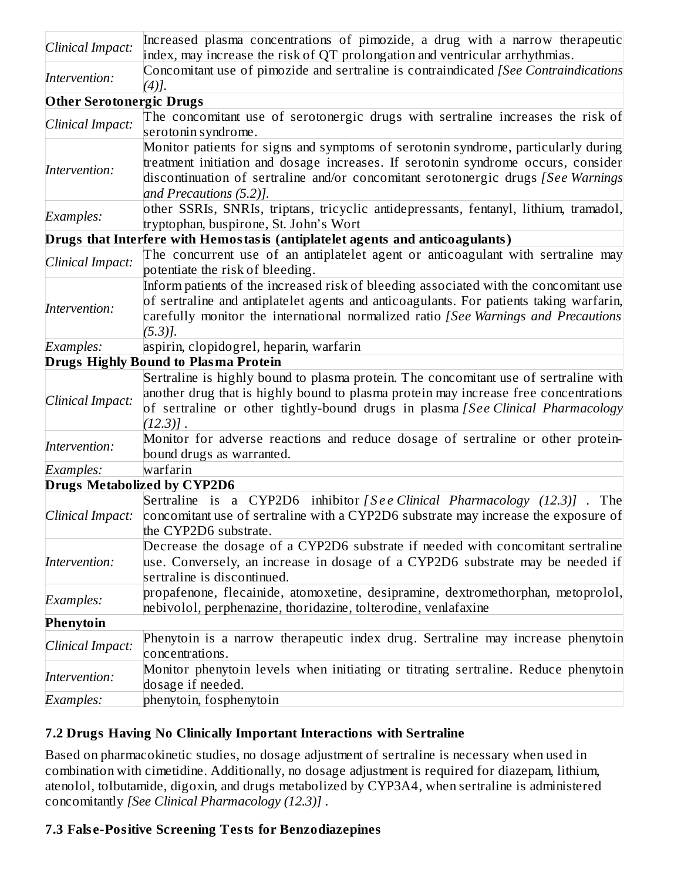| | |
|---|---|
| *Clinical Impact:* | Increased plasma concentrations of pimozide, a drug with a narrow therapeutic index, may increase the risk of QT prolongation and ventricular arrhythmias. |
| *Intervention:* | Concomitant use of pimozide and sertraline is contraindicated *[See Contraindications (4)]*. |
| **Other Serotonergic Drugs** | |
| *Clinical Impact:* | The concomitant use of serotonergic drugs with sertraline increases the risk of serotonin syndrome. |
| *Intervention:* | Monitor patients for signs and symptoms of serotonin syndrome, particularly during treatment initiation and dosage increases. If serotonin syndrome occurs, consider discontinuation of sertraline and/or concomitant serotonergic drugs *[See Warnings and Precautions (5.2)]*. |
| *Examples:* | other SSRIs, SNRIs, triptans, tricyclic antidepressants, fentanyl, lithium, tramadol, tryptophan, buspirone, St. John's Wort |
| **Drugs that Interfere with Hemostasis (antiplatelet agents and anticoagulants)** | |
| *Clinical Impact:* | The concurrent use of an antiplatelet agent or anticoagulant with sertraline may potentiate the risk of bleeding. |
| *Intervention:* | Inform patients of the increased risk of bleeding associated with the concomitant use of sertraline and antiplatelet agents and anticoagulants. For patients taking warfarin, carefully monitor the international normalized ratio *[See Warnings and Precautions (5.3)]*. |
| *Examples:* | aspirin, clopidogrel, heparin, warfarin |
| **Drugs Highly Bound to Plasma Protein** | |
| *Clinical Impact:* | Sertraline is highly bound to plasma protein. The concomitant use of sertraline with another drug that is highly bound to plasma protein may increase free concentrations of sertraline or other tightly-bound drugs in plasma *[See Clinical Pharmacology (12.3)]* . |
| *Intervention:* | Monitor for adverse reactions and reduce dosage of sertraline or other protein-bound drugs as warranted. |
| *Examples:* | warfarin |
| **Drugs Metabolized by CYP2D6** | |
| *Clinical Impact:* | Sertraline is a CYP2D6 inhibitor *[See Clinical Pharmacology (12.3)]* . The concomitant use of sertraline with a CYP2D6 substrate may increase the exposure of the CYP2D6 substrate. |
| *Intervention:* | Decrease the dosage of a CYP2D6 substrate if needed with concomitant sertraline use. Conversely, an increase in dosage of a CYP2D6 substrate may be needed if sertraline is discontinued. |
| *Examples:* | propafenone, flecainide, atomoxetine, desipramine, dextromethorphan, metoprolol, nebivolol, perphenazine, thoridazine, tolterodine, venlafaxine |
| **Phenytoin** | |
| *Clinical Impact:* | Phenytoin is a narrow therapeutic index drug. Sertraline may increase phenytoin concentrations. |
| *Intervention:* | Monitor phenytoin levels when initiating or titrating sertraline. Reduce phenytoin dosage if needed. |
| *Examples:* | phenytoin, fosphenytoin |

### 7.2 Drugs Having No Clinically Important Interactions with Sertraline

Based on pharmacokinetic studies, no dosage adjustment of sertraline is necessary when used in combination with cimetidine. Additionally, no dosage adjustment is required for diazepam, lithium, atenolol, tolbutamide, digoxin, and drugs metabolized by CYP3A4, when sertraline is administered concomitantly *[See Clinical Pharmacology (12.3)]* .

### 7.3 False-Positive Screening Tests for Benzodiazepines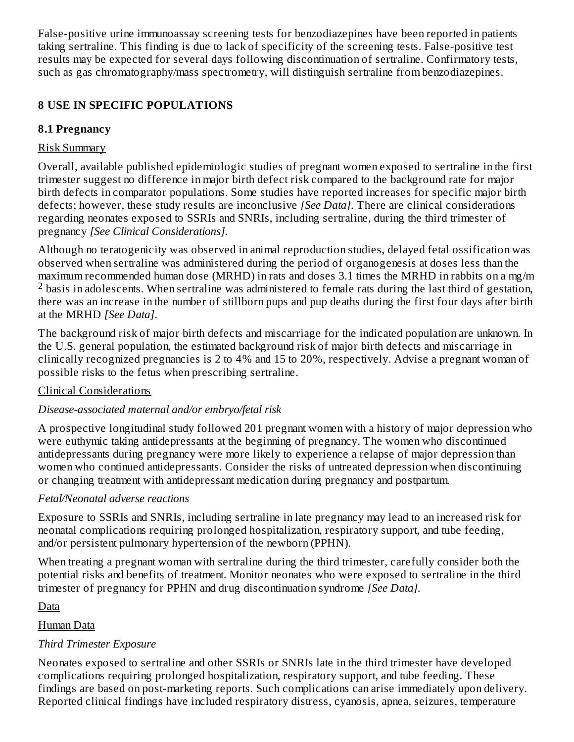False-positive urine immunoassay screening tests for benzodiazepines have been reported in patients taking sertraline. This finding is due to lack of specificity of the screening tests. False-positive test results may be expected for several days following discontinuation of sertraline. Confirmatory tests, such as gas chromatography/mass spectrometry, will distinguish sertraline from benzodiazepines.

## 8 USE IN SPECIFIC POPULATIONS

### 8.1 Pregnancy

Risk Summary

Overall, available published epidemiologic studies of pregnant women exposed to sertraline in the first trimester suggest no difference in major birth defect risk compared to the background rate for major birth defects in comparator populations. Some studies have reported increases for specific major birth defects; however, these study results are inconclusive *[See Data]*. There are clinical considerations regarding neonates exposed to SSRIs and SNRIs, including sertraline, during the third trimester of pregnancy *[See Clinical Considerations]*.

Although no teratogenicity was observed in animal reproduction studies, delayed fetal ossification was observed when sertraline was administered during the period of organogenesis at doses less than the maximum recommended human dose (MRHD) in rats and doses 3.1 times the MRHD in rabbits on a mg/m$^2$ basis in adolescents. When sertraline was administered to female rats during the last third of gestation, there was an increase in the number of stillborn pups and pup deaths during the first four days after birth at the MRHD *[See Data]*.

The background risk of major birth defects and miscarriage for the indicated population are unknown. In the U.S. general population, the estimated background risk of major birth defects and miscarriage in clinically recognized pregnancies is 2 to 4% and 15 to 20%, respectively. Advise a pregnant woman of possible risks to the fetus when prescribing sertraline.

Clinical Considerations

*Disease-associated maternal and/or embryo/fetal risk*

A prospective longitudinal study followed 201 pregnant women with a history of major depression who were euthymic taking antidepressants at the beginning of pregnancy. The women who discontinued antidepressants during pregnancy were more likely to experience a relapse of major depression than women who continued antidepressants. Consider the risks of untreated depression when discontinuing or changing treatment with antidepressant medication during pregnancy and postpartum.

*Fetal/Neonatal adverse reactions*

Exposure to SSRIs and SNRIs, including sertraline in late pregnancy may lead to an increased risk for neonatal complications requiring prolonged hospitalization, respiratory support, and tube feeding, and/or persistent pulmonary hypertension of the newborn (PPHN).

When treating a pregnant woman with sertraline during the third trimester, carefully consider both the potential risks and benefits of treatment. Monitor neonates who were exposed to sertraline in the third trimester of pregnancy for PPHN and drug discontinuation syndrome *[See Data]*.

Data

Human Data

*Third Trimester Exposure*

Neonates exposed to sertraline and other SSRIs or SNRIs late in the third trimester have developed complications requiring prolonged hospitalization, respiratory support, and tube feeding. These findings are based on post-marketing reports. Such complications can arise immediately upon delivery. Reported clinical findings have included respiratory distress, cyanosis, apnea, seizures, temperature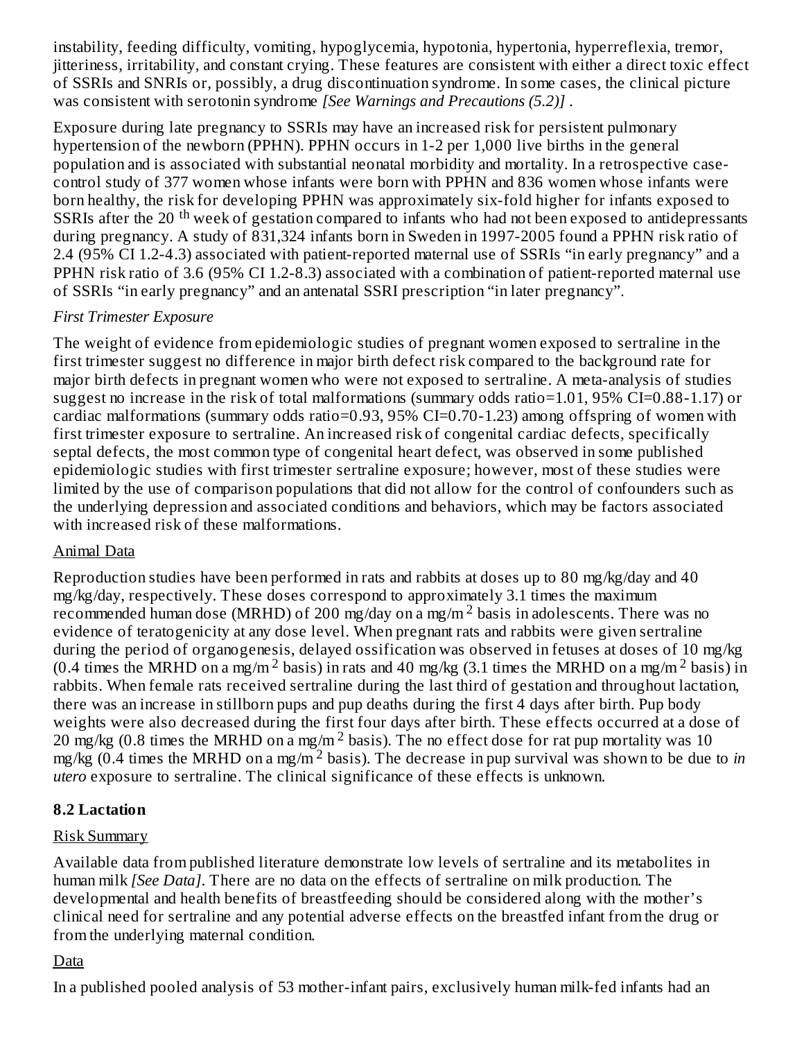instability, feeding difficulty, vomiting, hypoglycemia, hypotonia, hypertonia, hyperreflexia, tremor, jitteriness, irritability, and constant crying. These features are consistent with either a direct toxic effect of SSRIs and SNRIs or, possibly, a drug discontinuation syndrome. In some cases, the clinical picture was consistent with serotonin syndrome *[See Warnings and Precautions (5.2)]* .

Exposure during late pregnancy to SSRIs may have an increased risk for persistent pulmonary hypertension of the newborn (PPHN). PPHN occurs in 1-2 per 1,000 live births in the general population and is associated with substantial neonatal morbidity and mortality. In a retrospective case-control study of 377 women whose infants were born with PPHN and 836 women whose infants were born healthy, the risk for developing PPHN was approximately six-fold higher for infants exposed to SSRIs after the 20 $^{th}$ week of gestation compared to infants who had not been exposed to antidepressants during pregnancy. A study of 831,324 infants born in Sweden in 1997-2005 found a PPHN risk ratio of 2.4 (95% CI 1.2-4.3) associated with patient-reported maternal use of SSRIs "in early pregnancy" and a PPHN risk ratio of 3.6 (95% CI 1.2-8.3) associated with a combination of patient-reported maternal use of SSRIs "in early pregnancy" and an antenatal SSRI prescription "in later pregnancy".

*First Trimester Exposure*

The weight of evidence from epidemiologic studies of pregnant women exposed to sertraline in the first trimester suggest no difference in major birth defect risk compared to the background rate for major birth defects in pregnant women who were not exposed to sertraline. A meta-analysis of studies suggest no increase in the risk of total malformations (summary odds ratio=1.01, 95% CI=0.88-1.17) or cardiac malformations (summary odds ratio=0.93, 95% CI=0.70-1.23) among offspring of women with first trimester exposure to sertraline. An increased risk of congenital cardiac defects, specifically septal defects, the most common type of congenital heart defect, was observed in some published epidemiologic studies with first trimester sertraline exposure; however, most of these studies were limited by the use of comparison populations that did not allow for the control of confounders such as the underlying depression and associated conditions and behaviors, which may be factors associated with increased risk of these malformations.

Animal Data

Reproduction studies have been performed in rats and rabbits at doses up to 80 mg/kg/day and 40 mg/kg/day, respectively. These doses correspond to approximately 3.1 times the maximum recommended human dose (MRHD) of 200 mg/day on a mg/m$^2$ basis in adolescents. There was no evidence of teratogenicity at any dose level. When pregnant rats and rabbits were given sertraline during the period of organogenesis, delayed ossification was observed in fetuses at doses of 10 mg/kg (0.4 times the MRHD on a mg/m$^2$ basis) in rats and 40 mg/kg (3.1 times the MRHD on a mg/m$^2$ basis) in rabbits. When female rats received sertraline during the last third of gestation and throughout lactation, there was an increase in stillborn pups and pup deaths during the first 4 days after birth. Pup body weights were also decreased during the first four days after birth. These effects occurred at a dose of 20 mg/kg (0.8 times the MRHD on a mg/m$^2$ basis). The no effect dose for rat pup mortality was 10 mg/kg (0.4 times the MRHD on a mg/m$^2$ basis). The decrease in pup survival was shown to be due to *in utero* exposure to sertraline. The clinical significance of these effects is unknown.

### 8.2 Lactation

Risk Summary

Available data from published literature demonstrate low levels of sertraline and its metabolites in human milk *[See Data]*. There are no data on the effects of sertraline on milk production. The developmental and health benefits of breastfeeding should be considered along with the mother's clinical need for sertraline and any potential adverse effects on the breastfed infant from the drug or from the underlying maternal condition.

Data

In a published pooled analysis of 53 mother-infant pairs, exclusively human milk-fed infants had an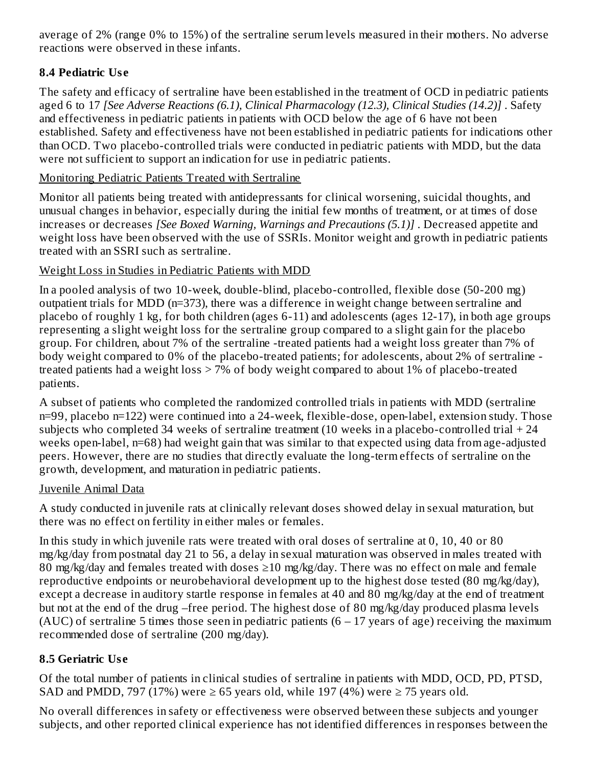average of 2% (range 0% to 15%) of the sertraline serum levels measured in their mothers. No adverse reactions were observed in these infants.

### 8.4 Pediatric Use

The safety and efficacy of sertraline have been established in the treatment of OCD in pediatric patients aged 6 to 17 *[See Adverse Reactions (6.1), Clinical Pharmacology (12.3), Clinical Studies (14.2)]* . Safety and effectiveness in pediatric patients in patients with OCD below the age of 6 have not been established. Safety and effectiveness have not been established in pediatric patients for indications other than OCD. Two placebo-controlled trials were conducted in pediatric patients with MDD, but the data were not sufficient to support an indication for use in pediatric patients.

Monitoring Pediatric Patients Treated with Sertraline

Monitor all patients being treated with antidepressants for clinical worsening, suicidal thoughts, and unusual changes in behavior, especially during the initial few months of treatment, or at times of dose increases or decreases *[See Boxed Warning, Warnings and Precautions (5.1)]* . Decreased appetite and weight loss have been observed with the use of SSRIs. Monitor weight and growth in pediatric patients treated with an SSRI such as sertraline.

Weight Loss in Studies in Pediatric Patients with MDD

In a pooled analysis of two 10-week, double-blind, placebo-controlled, flexible dose (50-200 mg) outpatient trials for MDD (n=373), there was a difference in weight change between sertraline and placebo of roughly 1 kg, for both children (ages 6-11) and adolescents (ages 12-17), in both age groups representing a slight weight loss for the sertraline group compared to a slight gain for the placebo group. For children, about 7% of the sertraline -treated patients had a weight loss greater than 7% of body weight compared to 0% of the placebo-treated patients; for adolescents, about 2% of sertraline - treated patients had a weight loss > 7% of body weight compared to about 1% of placebo-treated patients.

A subset of patients who completed the randomized controlled trials in patients with MDD (sertraline n=99, placebo n=122) were continued into a 24-week, flexible-dose, open-label, extension study. Those subjects who completed 34 weeks of sertraline treatment (10 weeks in a placebo-controlled trial + 24 weeks open-label, n=68) had weight gain that was similar to that expected using data from age-adjusted peers. However, there are no studies that directly evaluate the long-term effects of sertraline on the growth, development, and maturation in pediatric patients.

Juvenile Animal Data

A study conducted in juvenile rats at clinically relevant doses showed delay in sexual maturation, but there was no effect on fertility in either males or females.

In this study in which juvenile rats were treated with oral doses of sertraline at 0, 10, 40 or 80 mg/kg/day from postnatal day 21 to 56, a delay in sexual maturation was observed in males treated with 80 mg/kg/day and females treated with doses ≥10 mg/kg/day. There was no effect on male and female reproductive endpoints or neurobehavioral development up to the highest dose tested (80 mg/kg/day), except a decrease in auditory startle response in females at 40 and 80 mg/kg/day at the end of treatment but not at the end of the drug –free period. The highest dose of 80 mg/kg/day produced plasma levels (AUC) of sertraline 5 times those seen in pediatric patients (6 – 17 years of age) receiving the maximum recommended dose of sertraline (200 mg/day).

### 8.5 Geriatric Use

Of the total number of patients in clinical studies of sertraline in patients with MDD, OCD, PD, PTSD, SAD and PMDD, 797 (17%) were ≥ 65 years old, while 197 (4%) were ≥ 75 years old.

No overall differences in safety or effectiveness were observed between these subjects and younger subjects, and other reported clinical experience has not identified differences in responses between the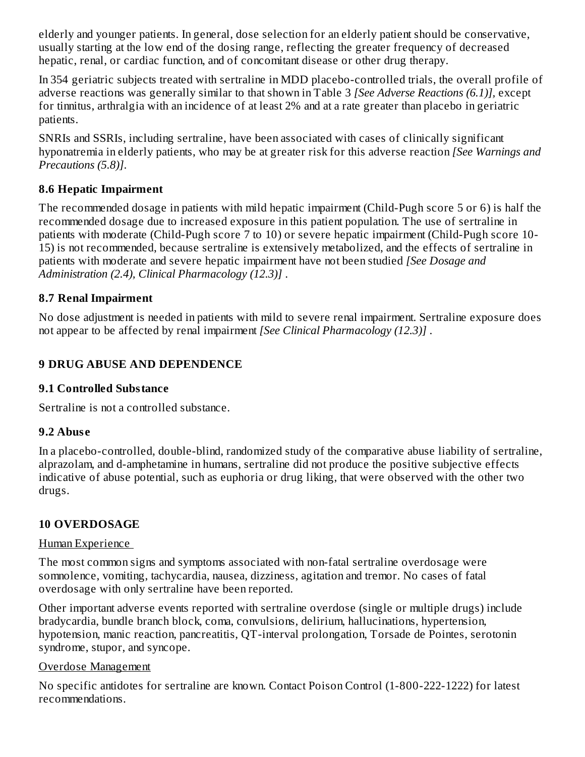elderly and younger patients. In general, dose selection for an elderly patient should be conservative, usually starting at the low end of the dosing range, reflecting the greater frequency of decreased hepatic, renal, or cardiac function, and of concomitant disease or other drug therapy.

In 354 geriatric subjects treated with sertraline in MDD placebo-controlled trials, the overall profile of adverse reactions was generally similar to that shown in Table 3 *[See Adverse Reactions (6.1)]*, except for tinnitus, arthralgia with an incidence of at least 2% and at a rate greater than placebo in geriatric patients.

SNRIs and SSRIs, including sertraline, have been associated with cases of clinically significant hyponatremia in elderly patients, who may be at greater risk for this adverse reaction *[See Warnings and Precautions (5.8)]*.

### 8.6 Hepatic Impairment

The recommended dosage in patients with mild hepatic impairment (Child-Pugh score 5 or 6) is half the recommended dosage due to increased exposure in this patient population. The use of sertraline in patients with moderate (Child-Pugh score 7 to 10) or severe hepatic impairment (Child-Pugh score 10-15) is not recommended, because sertraline is extensively metabolized, and the effects of sertraline in patients with moderate and severe hepatic impairment have not been studied *[See Dosage and Administration (2.4), Clinical Pharmacology (12.3)]* .

### 8.7 Renal Impairment

No dose adjustment is needed in patients with mild to severe renal impairment. Sertraline exposure does not appear to be affected by renal impairment *[See Clinical Pharmacology (12.3)]* .

## 9 DRUG ABUSE AND DEPENDENCE

### 9.1 Controlled Substance

Sertraline is not a controlled substance.

### 9.2 Abuse

In a placebo-controlled, double-blind, randomized study of the comparative abuse liability of sertraline, alprazolam, and d-amphetamine in humans, sertraline did not produce the positive subjective effects indicative of abuse potential, such as euphoria or drug liking, that were observed with the other two drugs.

## 10 OVERDOSAGE

Human Experience

The most common signs and symptoms associated with non-fatal sertraline overdosage were somnolence, vomiting, tachycardia, nausea, dizziness, agitation and tremor. No cases of fatal overdosage with only sertraline have been reported.

Other important adverse events reported with sertraline overdose (single or multiple drugs) include bradycardia, bundle branch block, coma, convulsions, delirium, hallucinations, hypertension, hypotension, manic reaction, pancreatitis, QT-interval prolongation, Torsade de Pointes, serotonin syndrome, stupor, and syncope.

Overdose Management

No specific antidotes for sertraline are known. Contact Poison Control (1-800-222-1222) for latest recommendations.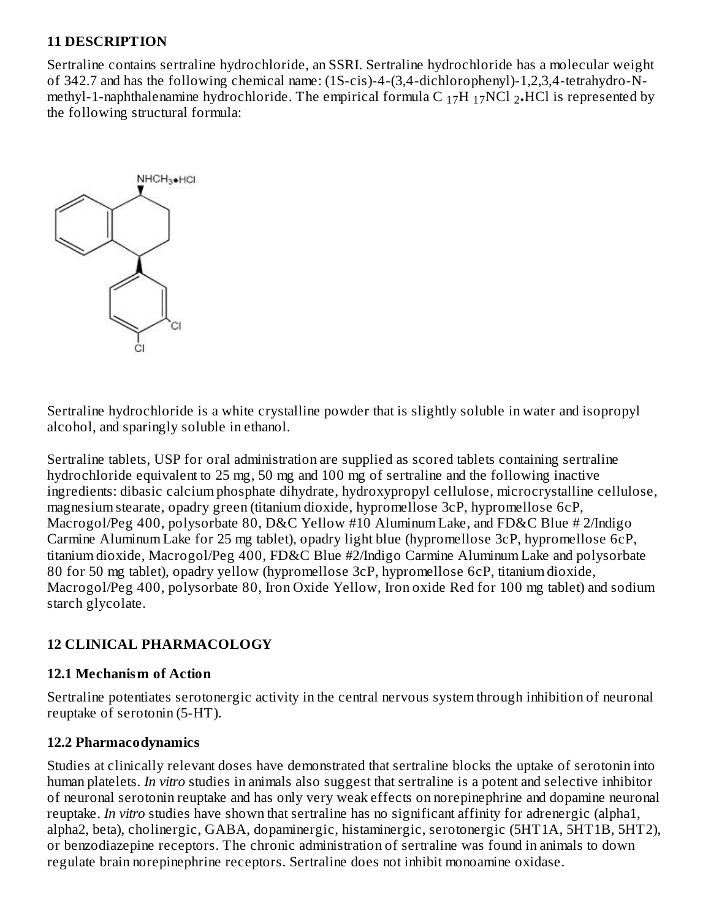## 11 DESCRIPTION

Sertraline contains sertraline hydrochloride, an SSRI. Sertraline hydrochloride has a molecular weight of 342.7 and has the following chemical name: (1S-cis)-4-(3,4-dichlorophenyl)-1,2,3,4-tetrahydro-N-methyl-1-naphthalenamine hydrochloride. The empirical formula $C_{17}H_{17}NCl_2$•HCl is represented by the following structural formula:

Sertraline hydrochloride is a white crystalline powder that is slightly soluble in water and isopropyl alcohol, and sparingly soluble in ethanol.

Sertraline tablets, USP for oral administration are supplied as scored tablets containing sertraline hydrochloride equivalent to 25 mg, 50 mg and 100 mg of sertraline and the following inactive ingredients: dibasic calcium phosphate dihydrate, hydroxypropyl cellulose, microcrystalline cellulose, magnesium stearate, opadry green (titanium dioxide, hypromellose 3cP, hypromellose 6cP, Macrogol/Peg 400, polysorbate 80, D&C Yellow #10 Aluminum Lake, and FD&C Blue # 2/Indigo Carmine Aluminum Lake for 25 mg tablet), opadry light blue (hypromellose 3cP, hypromellose 6cP, titanium dioxide, Macrogol/Peg 400, FD&C Blue #2/Indigo Carmine Aluminum Lake and polysorbate 80 for 50 mg tablet), opadry yellow (hypromellose 3cP, hypromellose 6cP, titanium dioxide, Macrogol/Peg 400, polysorbate 80, Iron Oxide Yellow, Iron oxide Red for 100 mg tablet) and sodium starch glycolate.

## 12 CLINICAL PHARMACOLOGY

### 12.1 Mechanism of Action

Sertraline potentiates serotonergic activity in the central nervous system through inhibition of neuronal reuptake of serotonin (5-HT).

### 12.2 Pharmacodynamics

Studies at clinically relevant doses have demonstrated that sertraline blocks the uptake of serotonin into human platelets. *In vitro* studies in animals also suggest that sertraline is a potent and selective inhibitor of neuronal serotonin reuptake and has only very weak effects on norepinephrine and dopamine neuronal reuptake. *In vitro* studies have shown that sertraline has no significant affinity for adrenergic (alpha1, alpha2, beta), cholinergic, GABA, dopaminergic, histaminergic, serotonergic (5HT1A, 5HT1B, 5HT2), or benzodiazepine receptors. The chronic administration of sertraline was found in animals to down regulate brain norepinephrine receptors. Sertraline does not inhibit monoamine oxidase.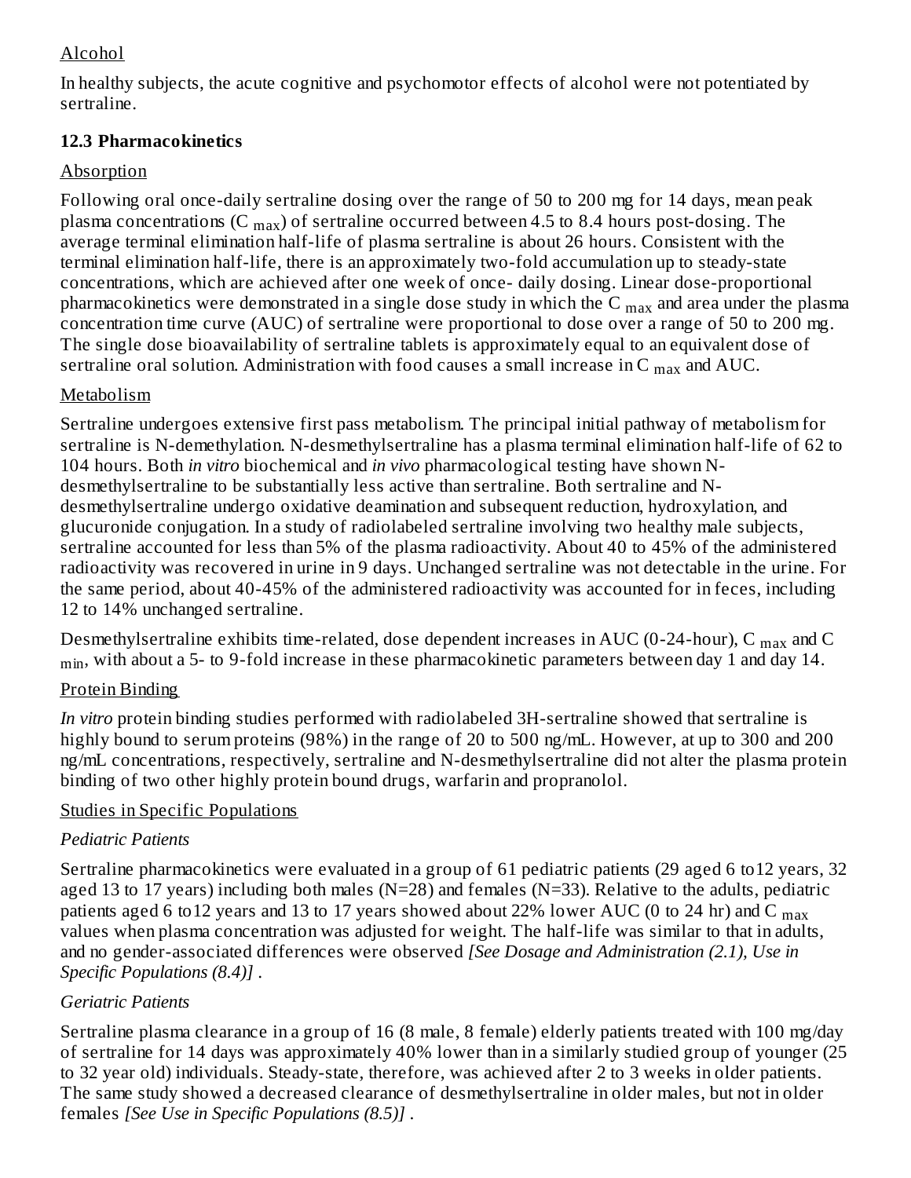Alcohol

In healthy subjects, the acute cognitive and psychomotor effects of alcohol were not potentiated by sertraline.

### 12.3 Pharmacokinetics

Absorption

Following oral once-daily sertraline dosing over the range of 50 to 200 mg for 14 days, mean peak plasma concentrations ($C_{max}$) of sertraline occurred between 4.5 to 8.4 hours post-dosing. The average terminal elimination half-life of plasma sertraline is about 26 hours. Consistent with the terminal elimination half-life, there is an approximately two-fold accumulation up to steady-state concentrations, which are achieved after one week of once- daily dosing. Linear dose-proportional pharmacokinetics were demonstrated in a single dose study in which the $C_{max}$ and area under the plasma concentration time curve (AUC) of sertraline were proportional to dose over a range of 50 to 200 mg. The single dose bioavailability of sertraline tablets is approximately equal to an equivalent dose of sertraline oral solution. Administration with food causes a small increase in $C_{max}$ and AUC.

Metabolism

Sertraline undergoes extensive first pass metabolism. The principal initial pathway of metabolism for sertraline is N-demethylation. N-desmethylsertraline has a plasma terminal elimination half-life of 62 to 104 hours. Both *in vitro* biochemical and *in vivo* pharmacological testing have shown N-desmethylsertraline to be substantially less active than sertraline. Both sertraline and N-desmethylsertraline undergo oxidative deamination and subsequent reduction, hydroxylation, and glucuronide conjugation. In a study of radiolabeled sertraline involving two healthy male subjects, sertraline accounted for less than 5% of the plasma radioactivity. About 40 to 45% of the administered radioactivity was recovered in urine in 9 days. Unchanged sertraline was not detectable in the urine. For the same period, about 40-45% of the administered radioactivity was accounted for in feces, including 12 to 14% unchanged sertraline.

Desmethylsertraline exhibits time-related, dose dependent increases in AUC (0-24-hour), $C_{max}$ and $C_{min}$, with about a 5- to 9-fold increase in these pharmacokinetic parameters between day 1 and day 14.

Protein Binding

*In vitro* protein binding studies performed with radiolabeled 3H-sertraline showed that sertraline is highly bound to serum proteins (98%) in the range of 20 to 500 ng/mL. However, at up to 300 and 200 ng/mL concentrations, respectively, sertraline and N-desmethylsertraline did not alter the plasma protein binding of two other highly protein bound drugs, warfarin and propranolol.

Studies in Specific Populations

*Pediatric Patients*

Sertraline pharmacokinetics were evaluated in a group of 61 pediatric patients (29 aged 6 to12 years, 32 aged 13 to 17 years) including both males (N=28) and females (N=33). Relative to the adults, pediatric patients aged 6 to12 years and 13 to 17 years showed about 22% lower AUC (0 to 24 hr) and $C_{max}$ values when plasma concentration was adjusted for weight. The half-life was similar to that in adults, and no gender-associated differences were observed *[See Dosage and Administration (2.1), Use in Specific Populations (8.4)]* .

*Geriatric Patients*

Sertraline plasma clearance in a group of 16 (8 male, 8 female) elderly patients treated with 100 mg/day of sertraline for 14 days was approximately 40% lower than in a similarly studied group of younger (25 to 32 year old) individuals. Steady-state, therefore, was achieved after 2 to 3 weeks in older patients. The same study showed a decreased clearance of desmethylsertraline in older males, but not in older females *[See Use in Specific Populations (8.5)]* .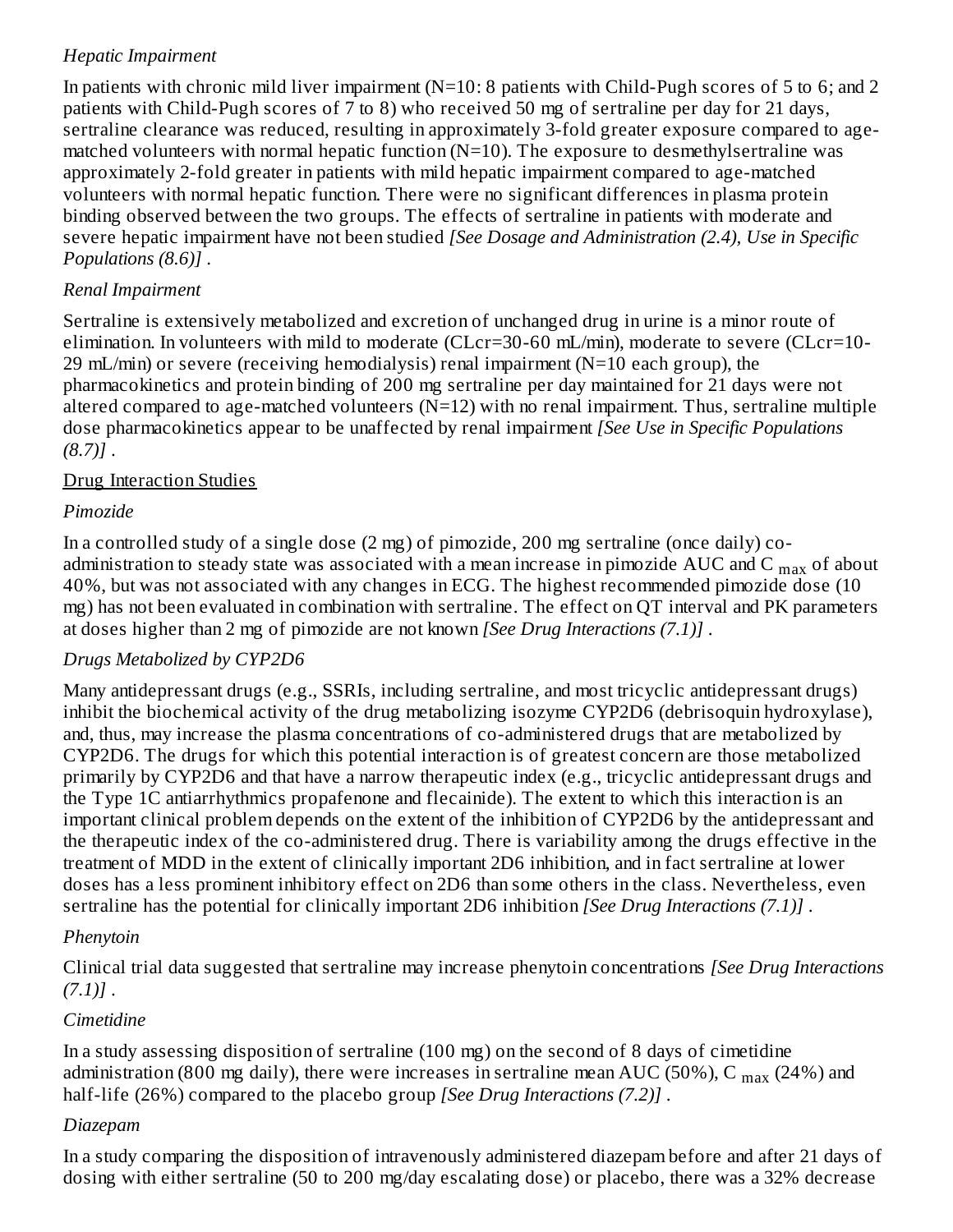*Hepatic Impairment*

In patients with chronic mild liver impairment (N=10: 8 patients with Child-Pugh scores of 5 to 6; and 2 patients with Child-Pugh scores of 7 to 8) who received 50 mg of sertraline per day for 21 days, sertraline clearance was reduced, resulting in approximately 3-fold greater exposure compared to age-matched volunteers with normal hepatic function (N=10). The exposure to desmethylsertraline was approximately 2-fold greater in patients with mild hepatic impairment compared to age-matched volunteers with normal hepatic function. There were no significant differences in plasma protein binding observed between the two groups. The effects of sertraline in patients with moderate and severe hepatic impairment have not been studied *[See Dosage and Administration (2.4), Use in Specific Populations (8.6)]* .

*Renal Impairment*

Sertraline is extensively metabolized and excretion of unchanged drug in urine is a minor route of elimination. In volunteers with mild to moderate (CLcr=30-60 mL/min), moderate to severe (CLcr=10-29 mL/min) or severe (receiving hemodialysis) renal impairment (N=10 each group), the pharmacokinetics and protein binding of 200 mg sertraline per day maintained for 21 days were not altered compared to age-matched volunteers (N=12) with no renal impairment. Thus, sertraline multiple dose pharmacokinetics appear to be unaffected by renal impairment *[See Use in Specific Populations (8.7)]* .

Drug Interaction Studies

*Pimozide*

In a controlled study of a single dose (2 mg) of pimozide, 200 mg sertraline (once daily) co-administration to steady state was associated with a mean increase in pimozide AUC and $C_{max}$ of about 40%, but was not associated with any changes in ECG. The highest recommended pimozide dose (10 mg) has not been evaluated in combination with sertraline. The effect on QT interval and PK parameters at doses higher than 2 mg of pimozide are not known *[See Drug Interactions (7.1)]* .

*Drugs Metabolized by CYP2D6*

Many antidepressant drugs (e.g., SSRIs, including sertraline, and most tricyclic antidepressant drugs) inhibit the biochemical activity of the drug metabolizing isozyme CYP2D6 (debrisoquin hydroxylase), and, thus, may increase the plasma concentrations of co-administered drugs that are metabolized by CYP2D6. The drugs for which this potential interaction is of greatest concern are those metabolized primarily by CYP2D6 and that have a narrow therapeutic index (e.g., tricyclic antidepressant drugs and the Type 1C antiarrhythmics propafenone and flecainide). The extent to which this interaction is an important clinical problem depends on the extent of the inhibition of CYP2D6 by the antidepressant and the therapeutic index of the co-administered drug. There is variability among the drugs effective in the treatment of MDD in the extent of clinically important 2D6 inhibition, and in fact sertraline at lower doses has a less prominent inhibitory effect on 2D6 than some others in the class. Nevertheless, even sertraline has the potential for clinically important 2D6 inhibition *[See Drug Interactions (7.1)]* .

*Phenytoin*

Clinical trial data suggested that sertraline may increase phenytoin concentrations *[See Drug Interactions (7.1)]* .

*Cimetidine*

In a study assessing disposition of sertraline (100 mg) on the second of 8 days of cimetidine administration (800 mg daily), there were increases in sertraline mean AUC (50%), $C_{max}$ (24%) and half-life (26%) compared to the placebo group *[See Drug Interactions (7.2)]* .

*Diazepam*

In a study comparing the disposition of intravenously administered diazepam before and after 21 days of dosing with either sertraline (50 to 200 mg/day escalating dose) or placebo, there was a 32% decrease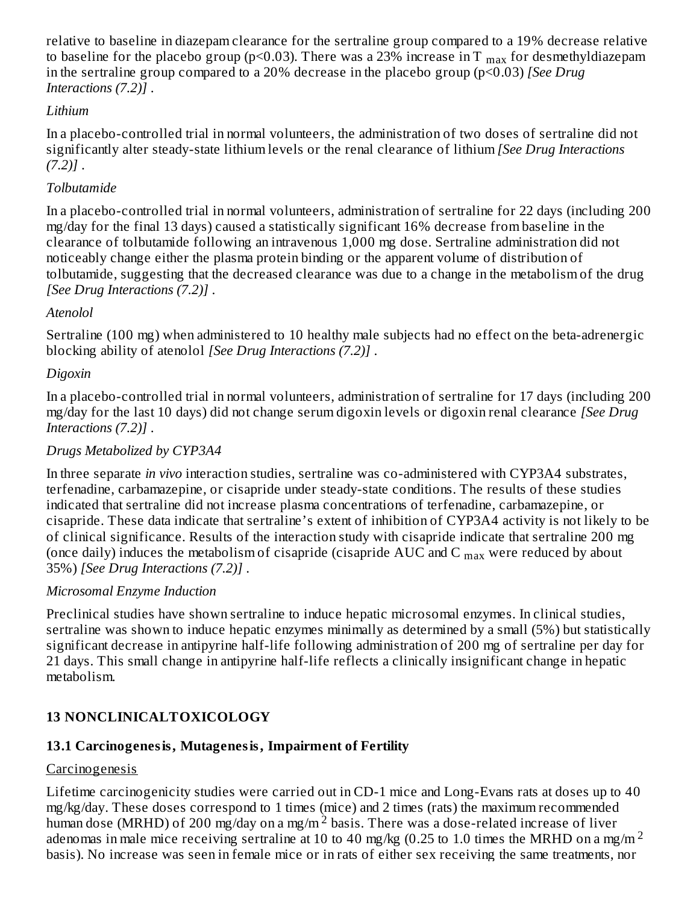relative to baseline in diazepam clearance for the sertraline group compared to a 19% decrease relative to baseline for the placebo group ($p<0.03$). There was a 23% increase in $T_{max}$ for desmethyldiazepam in the sertraline group compared to a 20% decrease in the placebo group ($p<0.03$) *[See Drug Interactions (7.2)]* .

*Lithium*

In a placebo-controlled trial in normal volunteers, the administration of two doses of sertraline did not significantly alter steady-state lithium levels or the renal clearance of lithium *[See Drug Interactions (7.2)]* .

*Tolbutamide*

In a placebo-controlled trial in normal volunteers, administration of sertraline for 22 days (including 200 mg/day for the final 13 days) caused a statistically significant 16% decrease from baseline in the clearance of tolbutamide following an intravenous 1,000 mg dose. Sertraline administration did not noticeably change either the plasma protein binding or the apparent volume of distribution of tolbutamide, suggesting that the decreased clearance was due to a change in the metabolism of the drug *[See Drug Interactions (7.2)]* .

*Atenolol*

Sertraline (100 mg) when administered to 10 healthy male subjects had no effect on the beta-adrenergic blocking ability of atenolol *[See Drug Interactions (7.2)]* .

*Digoxin*

In a placebo-controlled trial in normal volunteers, administration of sertraline for 17 days (including 200 mg/day for the last 10 days) did not change serum digoxin levels or digoxin renal clearance *[See Drug Interactions (7.2)]* .

*Drugs Metabolized by CYP3A4*

In three separate *in vivo* interaction studies, sertraline was co-administered with CYP3A4 substrates, terfenadine, carbamazepine, or cisapride under steady-state conditions. The results of these studies indicated that sertraline did not increase plasma concentrations of terfenadine, carbamazepine, or cisapride. These data indicate that sertraline's extent of inhibition of CYP3A4 activity is not likely to be of clinical significance. Results of the interaction study with cisapride indicate that sertraline 200 mg (once daily) induces the metabolism of cisapride (cisapride AUC and $C_{max}$ were reduced by about 35%) *[See Drug Interactions (7.2)]* .

*Microsomal Enzyme Induction*

Preclinical studies have shown sertraline to induce hepatic microsomal enzymes. In clinical studies, sertraline was shown to induce hepatic enzymes minimally as determined by a small (5%) but statistically significant decrease in antipyrine half-life following administration of 200 mg of sertraline per day for 21 days. This small change in antipyrine half-life reflects a clinically insignificant change in hepatic metabolism.

## 13 NONCLINICALTOXICOLOGY

### 13.1 Carcinogenesis, Mutagenesis, Impairment of Fertility

Carcinogenesis

Lifetime carcinogenicity studies were carried out in CD-1 mice and Long-Evans rats at doses up to 40 mg/kg/day. These doses correspond to 1 times (mice) and 2 times (rats) the maximum recommended human dose (MRHD) of 200 mg/day on a mg/m$^2$ basis. There was a dose-related increase of liver adenomas in male mice receiving sertraline at 10 to 40 mg/kg (0.25 to 1.0 times the MRHD on a mg/m$^2$ basis). No increase was seen in female mice or in rats of either sex receiving the same treatments, nor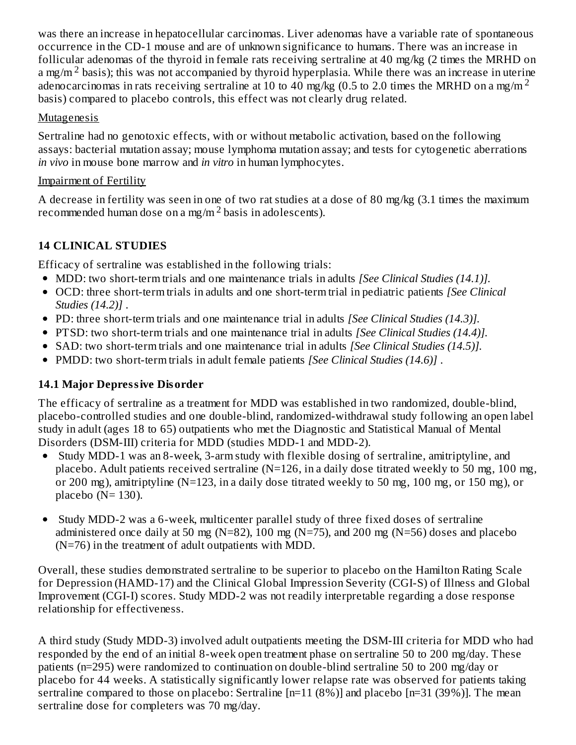was there an increase in hepatocellular carcinomas. Liver adenomas have a variable rate of spontaneous occurrence in the CD-1 mouse and are of unknown significance to humans. There was an increase in follicular adenomas of the thyroid in female rats receiving sertraline at 40 mg/kg (2 times the MRHD on a mg/m$^2$ basis); this was not accompanied by thyroid hyperplasia. While there was an increase in uterine adenocarcinomas in rats receiving sertraline at 10 to 40 mg/kg (0.5 to 2.0 times the MRHD on a mg/m$^2$ basis) compared to placebo controls, this effect was not clearly drug related.

Mutagenesis

Sertraline had no genotoxic effects, with or without metabolic activation, based on the following assays: bacterial mutation assay; mouse lymphoma mutation assay; and tests for cytogenetic aberrations *in vivo* in mouse bone marrow and *in vitro* in human lymphocytes.

Impairment of Fertility

A decrease in fertility was seen in one of two rat studies at a dose of 80 mg/kg (3.1 times the maximum recommended human dose on a mg/m$^2$ basis in adolescents).

## 14 CLINICAL STUDIES

Efficacy of sertraline was established in the following trials:

- MDD: two short-term trials and one maintenance trials in adults *[See Clinical Studies (14.1)].*
- OCD: three short-term trials in adults and one short-term trial in pediatric patients *[See Clinical Studies (14.2)]* .
- PD: three short-term trials and one maintenance trial in adults *[See Clinical Studies (14.3)].*
- PTSD: two short-term trials and one maintenance trial in adults *[See Clinical Studies (14.4)].*
- SAD: two short-term trials and one maintenance trial in adults *[See Clinical Studies (14.5)].*
- PMDD: two short-term trials in adult female patients *[See Clinical Studies (14.6)]* .

### 14.1 Major Depressive Disorder

The efficacy of sertraline as a treatment for MDD was established in two randomized, double-blind, placebo-controlled studies and one double-blind, randomized-withdrawal study following an open label study in adult (ages 18 to 65) outpatients who met the Diagnostic and Statistical Manual of Mental Disorders (DSM-III) criteria for MDD (studies MDD-1 and MDD-2).

- Study MDD-1 was an 8-week, 3-arm study with flexible dosing of sertraline, amitriptyline, and placebo. Adult patients received sertraline (N=126, in a daily dose titrated weekly to 50 mg, 100 mg, or 200 mg), amitriptyline (N=123, in a daily dose titrated weekly to 50 mg, 100 mg, or 150 mg), or placebo (N= 130).
- Study MDD-2 was a 6-week, multicenter parallel study of three fixed doses of sertraline administered once daily at 50 mg (N=82), 100 mg (N=75), and 200 mg (N=56) doses and placebo (N=76) in the treatment of adult outpatients with MDD.

Overall, these studies demonstrated sertraline to be superior to placebo on the Hamilton Rating Scale for Depression (HAMD-17) and the Clinical Global Impression Severity (CGI-S) of Illness and Global Improvement (CGI-I) scores. Study MDD-2 was not readily interpretable regarding a dose response relationship for effectiveness.

A third study (Study MDD-3) involved adult outpatients meeting the DSM-III criteria for MDD who had responded by the end of an initial 8-week open treatment phase on sertraline 50 to 200 mg/day. These patients (n=295) were randomized to continuation on double-blind sertraline 50 to 200 mg/day or placebo for 44 weeks. A statistically significantly lower relapse rate was observed for patients taking sertraline compared to those on placebo: Sertraline [n=11 (8%)] and placebo [n=31 (39%)]. The mean sertraline dose for completers was 70 mg/day.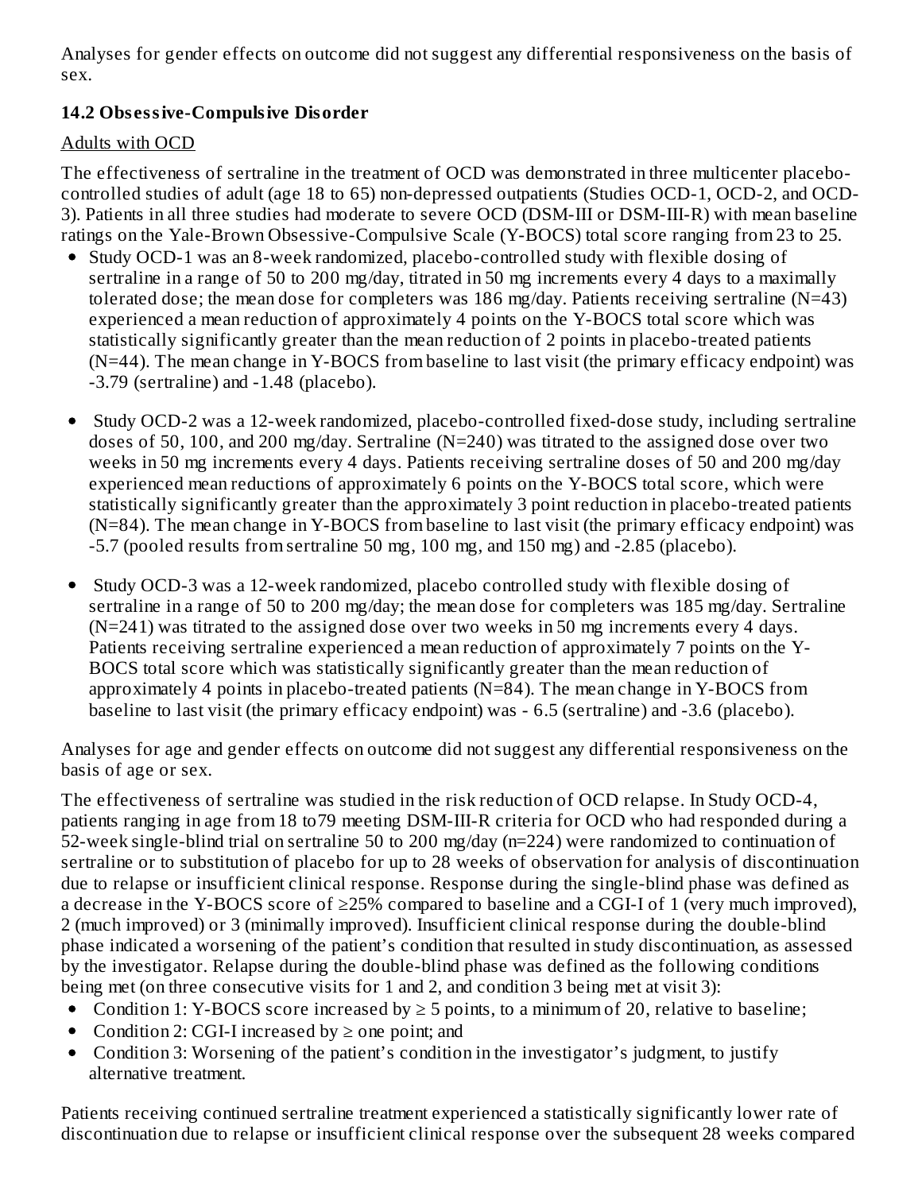Analyses for gender effects on outcome did not suggest any differential responsiveness on the basis of sex.

### 14.2 Obsessive-Compulsive Disorder

Adults with OCD

The effectiveness of sertraline in the treatment of OCD was demonstrated in three multicenter placebo-controlled studies of adult (age 18 to 65) non-depressed outpatients (Studies OCD-1, OCD-2, and OCD-3). Patients in all three studies had moderate to severe OCD (DSM-III or DSM-III-R) with mean baseline ratings on the Yale-Brown Obsessive-Compulsive Scale (Y-BOCS) total score ranging from 23 to 25.

- Study OCD-1 was an 8-week randomized, placebo-controlled study with flexible dosing of sertraline in a range of 50 to 200 mg/day, titrated in 50 mg increments every 4 days to a maximally tolerated dose; the mean dose for completers was 186 mg/day. Patients receiving sertraline (N=43) experienced a mean reduction of approximately 4 points on the Y-BOCS total score which was statistically significantly greater than the mean reduction of 2 points in placebo-treated patients (N=44). The mean change in Y-BOCS from baseline to last visit (the primary efficacy endpoint) was -3.79 (sertraline) and -1.48 (placebo).
- Study OCD-2 was a 12-week randomized, placebo-controlled fixed-dose study, including sertraline doses of 50, 100, and 200 mg/day. Sertraline (N=240) was titrated to the assigned dose over two weeks in 50 mg increments every 4 days. Patients receiving sertraline doses of 50 and 200 mg/day experienced mean reductions of approximately 6 points on the Y-BOCS total score, which were statistically significantly greater than the approximately 3 point reduction in placebo-treated patients (N=84). The mean change in Y-BOCS from baseline to last visit (the primary efficacy endpoint) was -5.7 (pooled results from sertraline 50 mg, 100 mg, and 150 mg) and -2.85 (placebo).
- Study OCD-3 was a 12-week randomized, placebo controlled study with flexible dosing of sertraline in a range of 50 to 200 mg/day; the mean dose for completers was 185 mg/day. Sertraline (N=241) was titrated to the assigned dose over two weeks in 50 mg increments every 4 days. Patients receiving sertraline experienced a mean reduction of approximately 7 points on the Y-BOCS total score which was statistically significantly greater than the mean reduction of approximately 4 points in placebo-treated patients (N=84). The mean change in Y-BOCS from baseline to last visit (the primary efficacy endpoint) was - 6.5 (sertraline) and -3.6 (placebo).

Analyses for age and gender effects on outcome did not suggest any differential responsiveness on the basis of age or sex.

The effectiveness of sertraline was studied in the risk reduction of OCD relapse. In Study OCD-4, patients ranging in age from 18 to79 meeting DSM-III-R criteria for OCD who had responded during a 52-week single-blind trial on sertraline 50 to 200 mg/day (n=224) were randomized to continuation of sertraline or to substitution of placebo for up to 28 weeks of observation for analysis of discontinuation due to relapse or insufficient clinical response. Response during the single-blind phase was defined as a decrease in the Y-BOCS score of ≥25% compared to baseline and a CGI-I of 1 (very much improved), 2 (much improved) or 3 (minimally improved). Insufficient clinical response during the double-blind phase indicated a worsening of the patient's condition that resulted in study discontinuation, as assessed by the investigator. Relapse during the double-blind phase was defined as the following conditions being met (on three consecutive visits for 1 and 2, and condition 3 being met at visit 3):

- Condition 1: Y-BOCS score increased by ≥ 5 points, to a minimum of 20, relative to baseline;
- Condition 2: CGI-I increased by ≥ one point; and
- Condition 3: Worsening of the patient's condition in the investigator's judgment, to justify alternative treatment.

Patients receiving continued sertraline treatment experienced a statistically significantly lower rate of discontinuation due to relapse or insufficient clinical response over the subsequent 28 weeks compared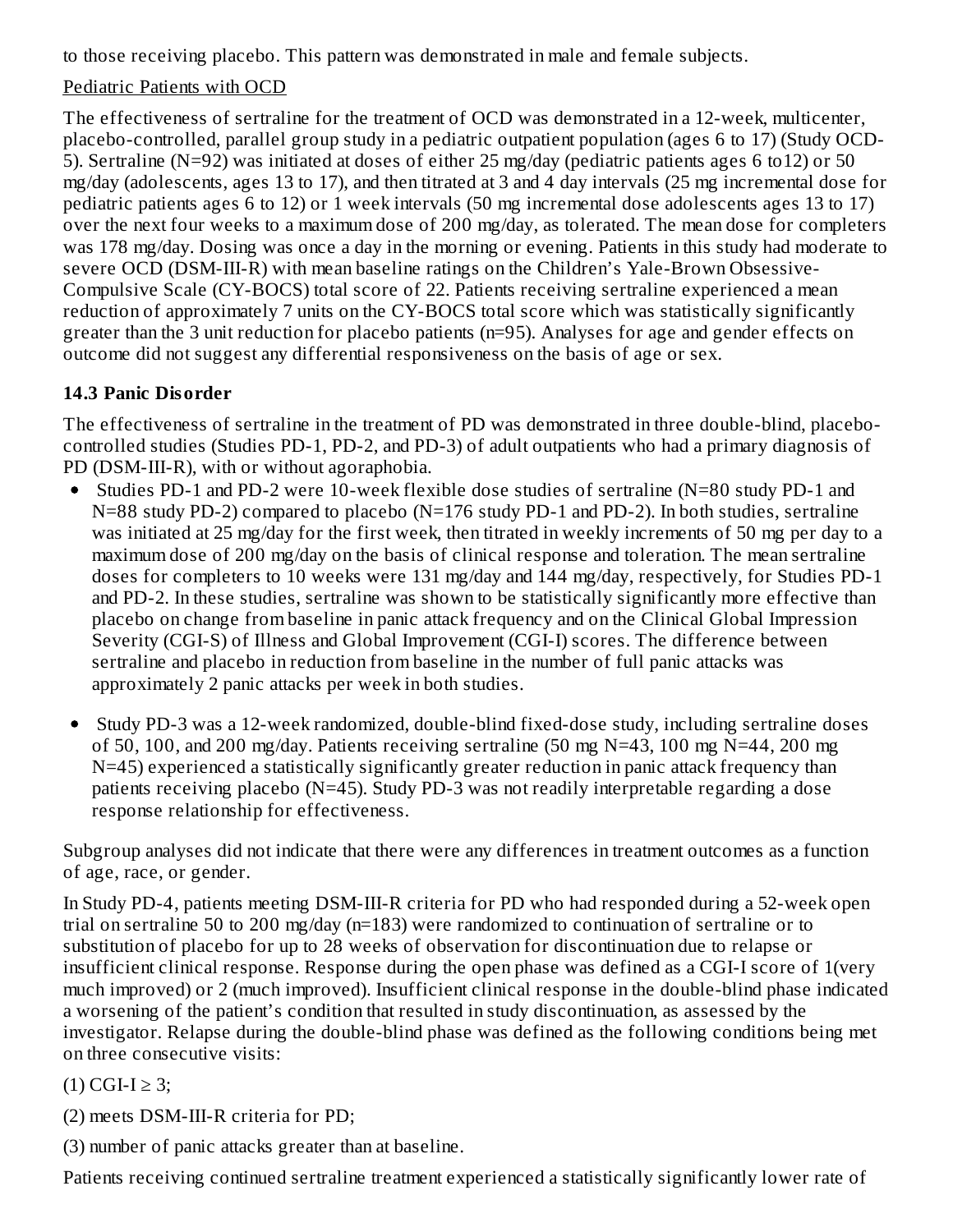to those receiving placebo. This pattern was demonstrated in male and female subjects.

Pediatric Patients with OCD

The effectiveness of sertraline for the treatment of OCD was demonstrated in a 12-week, multicenter, placebo-controlled, parallel group study in a pediatric outpatient population (ages 6 to 17) (Study OCD-5). Sertraline (N=92) was initiated at doses of either 25 mg/day (pediatric patients ages 6 to12) or 50 mg/day (adolescents, ages 13 to 17), and then titrated at 3 and 4 day intervals (25 mg incremental dose for pediatric patients ages 6 to 12) or 1 week intervals (50 mg incremental dose adolescents ages 13 to 17) over the next four weeks to a maximum dose of 200 mg/day, as tolerated. The mean dose for completers was 178 mg/day. Dosing was once a day in the morning or evening. Patients in this study had moderate to severe OCD (DSM-III-R) with mean baseline ratings on the Children's Yale-Brown Obsessive-Compulsive Scale (CY-BOCS) total score of 22. Patients receiving sertraline experienced a mean reduction of approximately 7 units on the CY-BOCS total score which was statistically significantly greater than the 3 unit reduction for placebo patients (n=95). Analyses for age and gender effects on outcome did not suggest any differential responsiveness on the basis of age or sex.

### 14.3 Panic Disorder

The effectiveness of sertraline in the treatment of PD was demonstrated in three double-blind, placebo-controlled studies (Studies PD-1, PD-2, and PD-3) of adult outpatients who had a primary diagnosis of PD (DSM-III-R), with or without agoraphobia.

- Studies PD-1 and PD-2 were 10-week flexible dose studies of sertraline (N=80 study PD-1 and N=88 study PD-2) compared to placebo (N=176 study PD-1 and PD-2). In both studies, sertraline was initiated at 25 mg/day for the first week, then titrated in weekly increments of 50 mg per day to a maximum dose of 200 mg/day on the basis of clinical response and toleration. The mean sertraline doses for completers to 10 weeks were 131 mg/day and 144 mg/day, respectively, for Studies PD-1 and PD-2. In these studies, sertraline was shown to be statistically significantly more effective than placebo on change from baseline in panic attack frequency and on the Clinical Global Impression Severity (CGI-S) of Illness and Global Improvement (CGI-I) scores. The difference between sertraline and placebo in reduction from baseline in the number of full panic attacks was approximately 2 panic attacks per week in both studies.
- Study PD-3 was a 12-week randomized, double-blind fixed-dose study, including sertraline doses of 50, 100, and 200 mg/day. Patients receiving sertraline (50 mg N=43, 100 mg N=44, 200 mg N=45) experienced a statistically significantly greater reduction in panic attack frequency than patients receiving placebo (N=45). Study PD-3 was not readily interpretable regarding a dose response relationship for effectiveness.

Subgroup analyses did not indicate that there were any differences in treatment outcomes as a function of age, race, or gender.

In Study PD-4, patients meeting DSM-III-R criteria for PD who had responded during a 52-week open trial on sertraline 50 to 200 mg/day (n=183) were randomized to continuation of sertraline or to substitution of placebo for up to 28 weeks of observation for discontinuation due to relapse or insufficient clinical response. Response during the open phase was defined as a CGI-I score of 1(very much improved) or 2 (much improved). Insufficient clinical response in the double-blind phase indicated a worsening of the patient's condition that resulted in study discontinuation, as assessed by the investigator. Relapse during the double-blind phase was defined as the following conditions being met on three consecutive visits:

(1) CGI-I $\geq$ 3;

(2) meets DSM-III-R criteria for PD;

(3) number of panic attacks greater than at baseline.

Patients receiving continued sertraline treatment experienced a statistically significantly lower rate of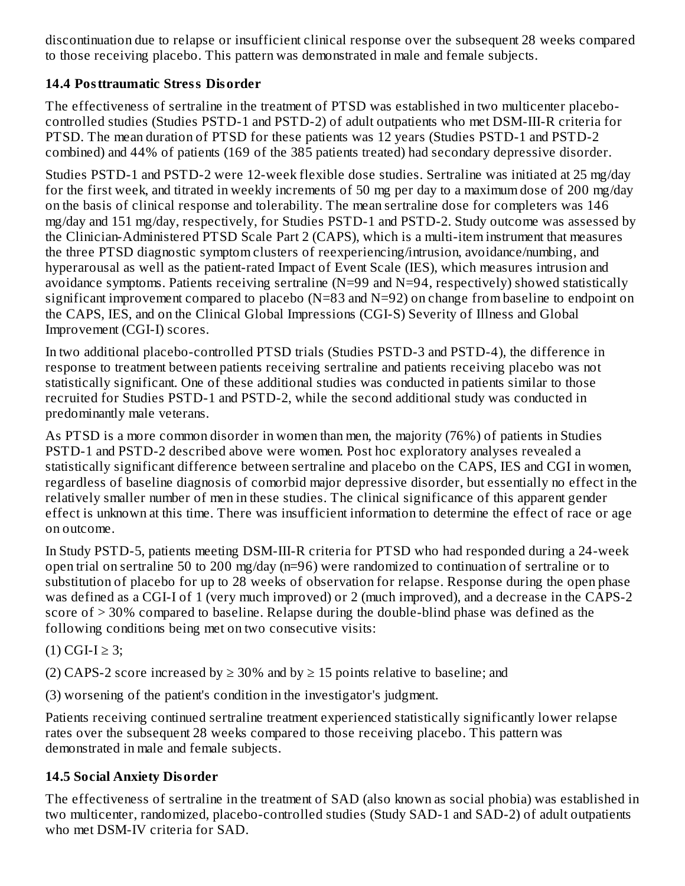discontinuation due to relapse or insufficient clinical response over the subsequent 28 weeks compared to those receiving placebo. This pattern was demonstrated in male and female subjects.

### 14.4 Posttraumatic Stress Disorder

The effectiveness of sertraline in the treatment of PTSD was established in two multicenter placebo-controlled studies (Studies PSTD-1 and PSTD-2) of adult outpatients who met DSM-III-R criteria for PTSD. The mean duration of PTSD for these patients was 12 years (Studies PSTD-1 and PSTD-2 combined) and 44% of patients (169 of the 385 patients treated) had secondary depressive disorder.

Studies PSTD-1 and PSTD-2 were 12-week flexible dose studies. Sertraline was initiated at 25 mg/day for the first week, and titrated in weekly increments of 50 mg per day to a maximum dose of 200 mg/day on the basis of clinical response and tolerability. The mean sertraline dose for completers was 146 mg/day and 151 mg/day, respectively, for Studies PSTD-1 and PSTD-2. Study outcome was assessed by the Clinician-Administered PTSD Scale Part 2 (CAPS), which is a multi-item instrument that measures the three PTSD diagnostic symptom clusters of reexperiencing/intrusion, avoidance/numbing, and hyperarousal as well as the patient-rated Impact of Event Scale (IES), which measures intrusion and avoidance symptoms. Patients receiving sertraline (N=99 and N=94, respectively) showed statistically significant improvement compared to placebo (N=83 and N=92) on change from baseline to endpoint on the CAPS, IES, and on the Clinical Global Impressions (CGI-S) Severity of Illness and Global Improvement (CGI-I) scores.

In two additional placebo-controlled PTSD trials (Studies PSTD-3 and PSTD-4), the difference in response to treatment between patients receiving sertraline and patients receiving placebo was not statistically significant. One of these additional studies was conducted in patients similar to those recruited for Studies PSTD-1 and PSTD-2, while the second additional study was conducted in predominantly male veterans.

As PTSD is a more common disorder in women than men, the majority (76%) of patients in Studies PSTD-1 and PSTD-2 described above were women. Post hoc exploratory analyses revealed a statistically significant difference between sertraline and placebo on the CAPS, IES and CGI in women, regardless of baseline diagnosis of comorbid major depressive disorder, but essentially no effect in the relatively smaller number of men in these studies. The clinical significance of this apparent gender effect is unknown at this time. There was insufficient information to determine the effect of race or age on outcome.

In Study PSTD-5, patients meeting DSM-III-R criteria for PTSD who had responded during a 24-week open trial on sertraline 50 to 200 mg/day (n=96) were randomized to continuation of sertraline or to substitution of placebo for up to 28 weeks of observation for relapse. Response during the open phase was defined as a CGI-I of 1 (very much improved) or 2 (much improved), and a decrease in the CAPS-2 score of > 30% compared to baseline. Relapse during the double-blind phase was defined as the following conditions being met on two consecutive visits:

(1) CGI-I ≥ 3;

(2) CAPS-2 score increased by ≥ 30% and by ≥ 15 points relative to baseline; and

(3) worsening of the patient's condition in the investigator's judgment.

Patients receiving continued sertraline treatment experienced statistically significantly lower relapse rates over the subsequent 28 weeks compared to those receiving placebo. This pattern was demonstrated in male and female subjects.

### 14.5 Social Anxiety Disorder

The effectiveness of sertraline in the treatment of SAD (also known as social phobia) was established in two multicenter, randomized, placebo-controlled studies (Study SAD-1 and SAD-2) of adult outpatients who met DSM-IV criteria for SAD.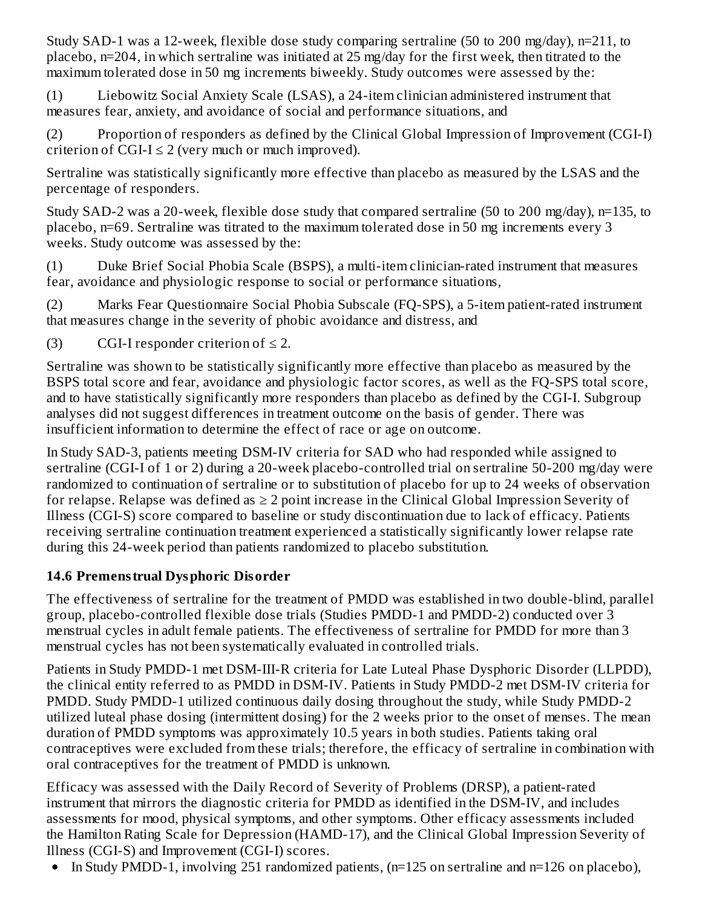Study SAD-1 was a 12-week, flexible dose study comparing sertraline (50 to 200 mg/day), n=211, to placebo, n=204, in which sertraline was initiated at 25 mg/day for the first week, then titrated to the maximum tolerated dose in 50 mg increments biweekly. Study outcomes were assessed by the:

(1) Liebowitz Social Anxiety Scale (LSAS), a 24-item clinician administered instrument that measures fear, anxiety, and avoidance of social and performance situations, and

(2) Proportion of responders as defined by the Clinical Global Impression of Improvement (CGI-I) criterion of CGI-I ≤ 2 (very much or much improved).

Sertraline was statistically significantly more effective than placebo as measured by the LSAS and the percentage of responders.

Study SAD-2 was a 20-week, flexible dose study that compared sertraline (50 to 200 mg/day), n=135, to placebo, n=69. Sertraline was titrated to the maximum tolerated dose in 50 mg increments every 3 weeks. Study outcome was assessed by the:

(1) Duke Brief Social Phobia Scale (BSPS), a multi-item clinician-rated instrument that measures fear, avoidance and physiologic response to social or performance situations,

(2) Marks Fear Questionnaire Social Phobia Subscale (FQ-SPS), a 5-item patient-rated instrument that measures change in the severity of phobic avoidance and distress, and

(3) CGI-I responder criterion of ≤ 2.

Sertraline was shown to be statistically significantly more effective than placebo as measured by the BSPS total score and fear, avoidance and physiologic factor scores, as well as the FQ-SPS total score, and to have statistically significantly more responders than placebo as defined by the CGI-I. Subgroup analyses did not suggest differences in treatment outcome on the basis of gender. There was insufficient information to determine the effect of race or age on outcome.

In Study SAD-3, patients meeting DSM-IV criteria for SAD who had responded while assigned to sertraline (CGI-I of 1 or 2) during a 20-week placebo-controlled trial on sertraline 50-200 mg/day were randomized to continuation of sertraline or to substitution of placebo for up to 24 weeks of observation for relapse. Relapse was defined as ≥ 2 point increase in the Clinical Global Impression Severity of Illness (CGI-S) score compared to baseline or study discontinuation due to lack of efficacy. Patients receiving sertraline continuation treatment experienced a statistically significantly lower relapse rate during this 24-week period than patients randomized to placebo substitution.

### 14.6 Premenstrual Dysphoric Disorder

The effectiveness of sertraline for the treatment of PMDD was established in two double-blind, parallel group, placebo-controlled flexible dose trials (Studies PMDD-1 and PMDD-2) conducted over 3 menstrual cycles in adult female patients. The effectiveness of sertraline for PMDD for more than 3 menstrual cycles has not been systematically evaluated in controlled trials.

Patients in Study PMDD-1 met DSM-III-R criteria for Late Luteal Phase Dysphoric Disorder (LLPDD), the clinical entity referred to as PMDD in DSM-IV. Patients in Study PMDD-2 met DSM-IV criteria for PMDD. Study PMDD-1 utilized continuous daily dosing throughout the study, while Study PMDD-2 utilized luteal phase dosing (intermittent dosing) for the 2 weeks prior to the onset of menses. The mean duration of PMDD symptoms was approximately 10.5 years in both studies. Patients taking oral contraceptives were excluded from these trials; therefore, the efficacy of sertraline in combination with oral contraceptives for the treatment of PMDD is unknown.

Efficacy was assessed with the Daily Record of Severity of Problems (DRSP), a patient-rated instrument that mirrors the diagnostic criteria for PMDD as identified in the DSM-IV, and includes assessments for mood, physical symptoms, and other symptoms. Other efficacy assessments included the Hamilton Rating Scale for Depression (HAMD-17), and the Clinical Global Impression Severity of Illness (CGI-S) and Improvement (CGI-I) scores.

- In Study PMDD-1, involving 251 randomized patients, (n=125 on sertraline and n=126 on placebo),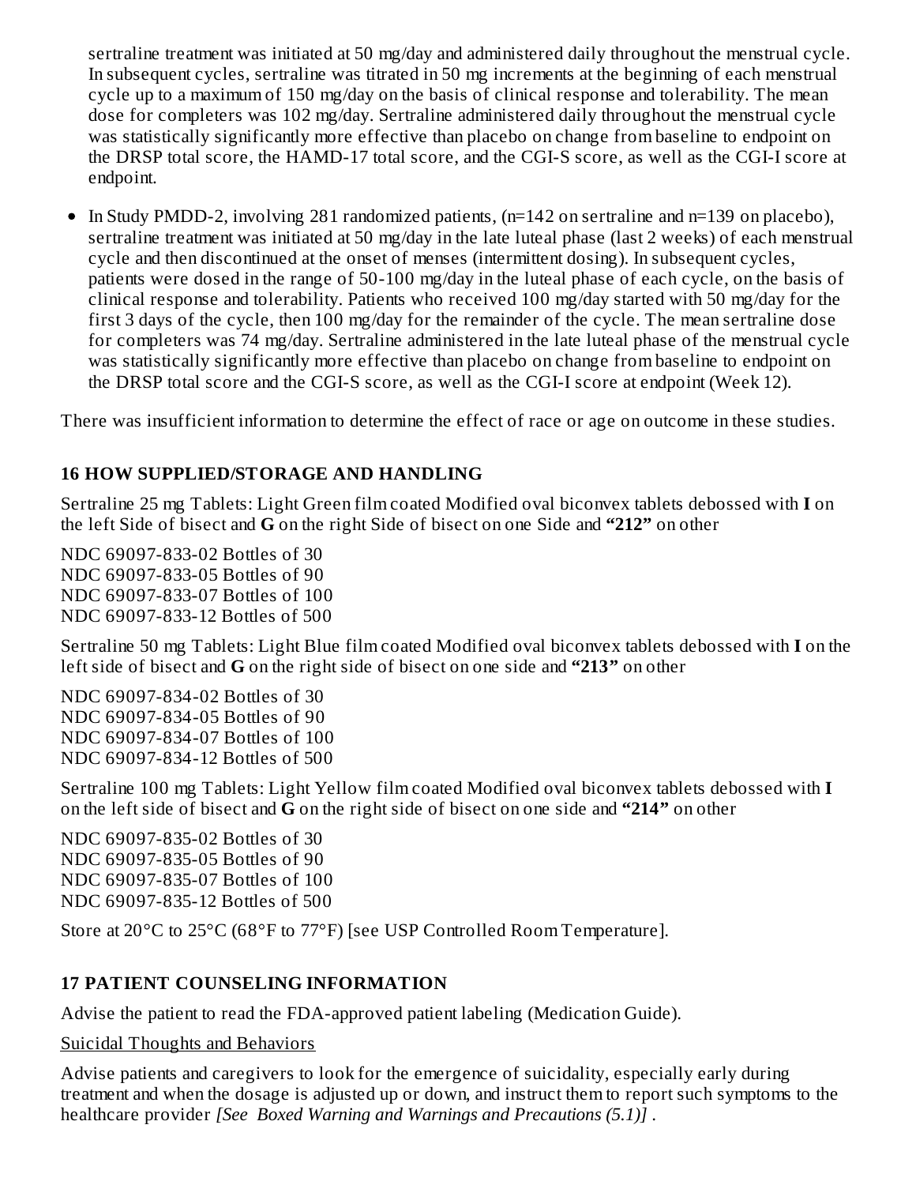sertraline treatment was initiated at 50 mg/day and administered daily throughout the menstrual cycle. In subsequent cycles, sertraline was titrated in 50 mg increments at the beginning of each menstrual cycle up to a maximum of 150 mg/day on the basis of clinical response and tolerability. The mean dose for completers was 102 mg/day. Sertraline administered daily throughout the menstrual cycle was statistically significantly more effective than placebo on change from baseline to endpoint on the DRSP total score, the HAMD-17 total score, and the CGI-S score, as well as the CGI-I score at endpoint.

- In Study PMDD-2, involving 281 randomized patients, (n=142 on sertraline and n=139 on placebo), sertraline treatment was initiated at 50 mg/day in the late luteal phase (last 2 weeks) of each menstrual cycle and then discontinued at the onset of menses (intermittent dosing). In subsequent cycles, patients were dosed in the range of 50-100 mg/day in the luteal phase of each cycle, on the basis of clinical response and tolerability. Patients who received 100 mg/day started with 50 mg/day for the first 3 days of the cycle, then 100 mg/day for the remainder of the cycle. The mean sertraline dose for completers was 74 mg/day. Sertraline administered in the late luteal phase of the menstrual cycle was statistically significantly more effective than placebo on change from baseline to endpoint on the DRSP total score and the CGI-S score, as well as the CGI-I score at endpoint (Week 12).

There was insufficient information to determine the effect of race or age on outcome in these studies.

## 16 HOW SUPPLIED/STORAGE AND HANDLING

Sertraline 25 mg Tablets: Light Green film coated Modified oval biconvex tablets debossed with **I** on the left Side of bisect and **G** on the right Side of bisect on one Side and **"212"** on other

NDC 69097-833-02 Bottles of 30
NDC 69097-833-05 Bottles of 90
NDC 69097-833-07 Bottles of 100
NDC 69097-833-12 Bottles of 500

Sertraline 50 mg Tablets: Light Blue film coated Modified oval biconvex tablets debossed with **I** on the left side of bisect and **G** on the right side of bisect on one side and **"213"** on other

NDC 69097-834-02 Bottles of 30
NDC 69097-834-05 Bottles of 90
NDC 69097-834-07 Bottles of 100
NDC 69097-834-12 Bottles of 500

Sertraline 100 mg Tablets: Light Yellow film coated Modified oval biconvex tablets debossed with **I** on the left side of bisect and **G** on the right side of bisect on one side and **"214"** on other

NDC 69097-835-02 Bottles of 30
NDC 69097-835-05 Bottles of 90
NDC 69097-835-07 Bottles of 100
NDC 69097-835-12 Bottles of 500

Store at 20°C to 25°C (68°F to 77°F) [see USP Controlled Room Temperature].

## 17 PATIENT COUNSELING INFORMATION

Advise the patient to read the FDA-approved patient labeling (Medication Guide).

Suicidal Thoughts and Behaviors

Advise patients and caregivers to look for the emergence of suicidality, especially early during treatment and when the dosage is adjusted up or down, and instruct them to report such symptoms to the healthcare provider *[See Boxed Warning and Warnings and Precautions (5.1)]* .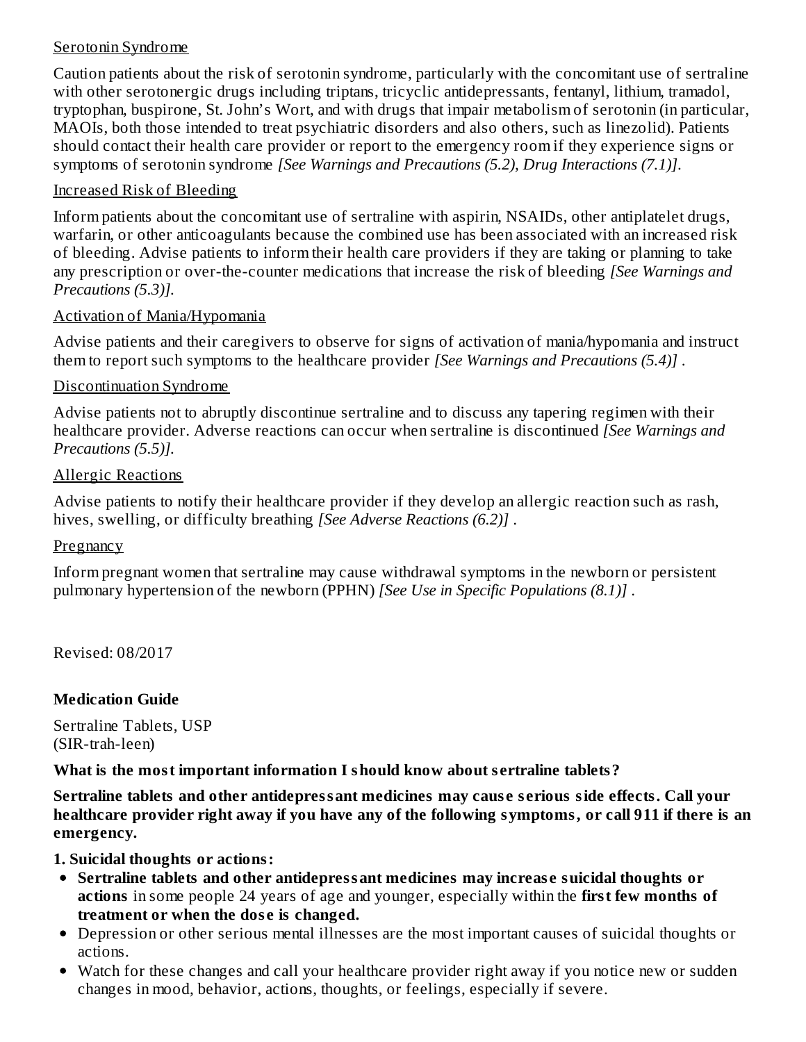Serotonin Syndrome

Caution patients about the risk of serotonin syndrome, particularly with the concomitant use of sertraline with other serotonergic drugs including triptans, tricyclic antidepressants, fentanyl, lithium, tramadol, tryptophan, buspirone, St. John's Wort, and with drugs that impair metabolism of serotonin (in particular, MAOIs, both those intended to treat psychiatric disorders and also others, such as linezolid). Patients should contact their health care provider or report to the emergency room if they experience signs or symptoms of serotonin syndrome *[See Warnings and Precautions (5.2), Drug Interactions (7.1)]*.

Increased Risk of Bleeding

Inform patients about the concomitant use of sertraline with aspirin, NSAIDs, other antiplatelet drugs, warfarin, or other anticoagulants because the combined use has been associated with an increased risk of bleeding. Advise patients to inform their health care providers if they are taking or planning to take any prescription or over-the-counter medications that increase the risk of bleeding *[See Warnings and Precautions (5.3)].*

Activation of Mania/Hypomania

Advise patients and their caregivers to observe for signs of activation of mania/hypomania and instruct them to report such symptoms to the healthcare provider *[See Warnings and Precautions (5.4)]* .

Discontinuation Syndrome

Advise patients not to abruptly discontinue sertraline and to discuss any tapering regimen with their healthcare provider. Adverse reactions can occur when sertraline is discontinued *[See Warnings and Precautions (5.5)].*

Allergic Reactions

Advise patients to notify their healthcare provider if they develop an allergic reaction such as rash, hives, swelling, or difficulty breathing *[See Adverse Reactions (6.2)]* .

Pregnancy

Inform pregnant women that sertraline may cause withdrawal symptoms in the newborn or persistent pulmonary hypertension of the newborn (PPHN) *[See Use in Specific Populations (8.1)]* .

Revised: 08/2017

**Medication Guide**

Sertraline Tablets, USP
(SIR-trah-leen)

**What is the most important information I should know about sertraline tablets?**

**Sertraline tablets and other antidepressant medicines may cause serious side effects. Call your healthcare provider right away if you have any of the following symptoms, or call 911 if there is an emergency.**

**1. Suicidal thoughts or actions:**

- **Sertraline tablets and other antidepressant medicines may increase suicidal thoughts or actions** in some people 24 years of age and younger, especially within the **first few months of treatment or when the dose is changed.**
- Depression or other serious mental illnesses are the most important causes of suicidal thoughts or actions.
- Watch for these changes and call your healthcare provider right away if you notice new or sudden changes in mood, behavior, actions, thoughts, or feelings, especially if severe.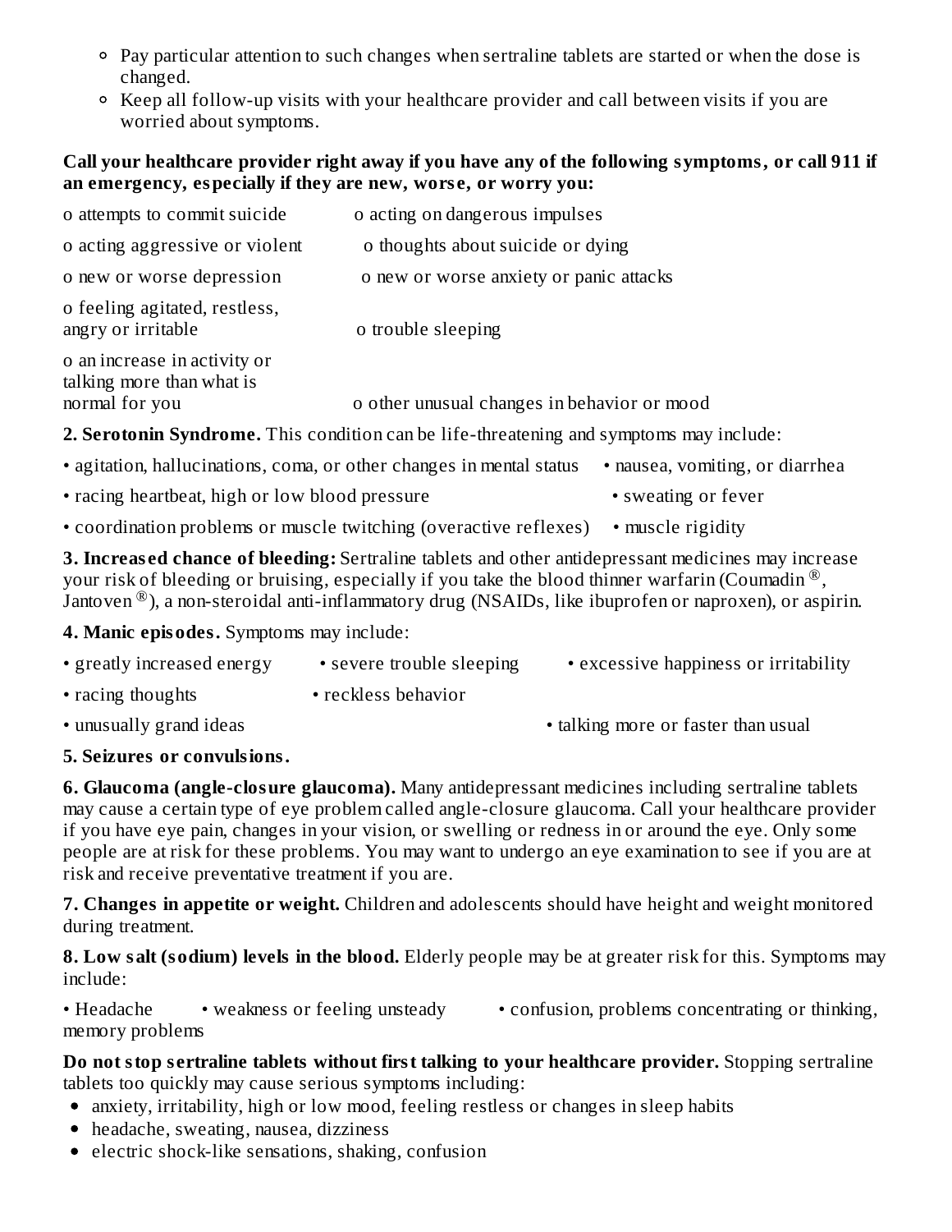- Pay particular attention to such changes when sertraline tablets are started or when the dose is changed.
- Keep all follow-up visits with your healthcare provider and call between visits if you are worried about symptoms.

**Call your healthcare provider right away if you have any of the following symptoms, or call 911 if an emergency, especially if they are new, worse, or worry you:**

- attempts to commit suicide
- acting on dangerous impulses
- acting aggressive or violent
- thoughts about suicide or dying
- new or worse depression
- new or worse anxiety or panic attacks
- feeling agitated, restless, angry or irritable
- trouble sleeping
- an increase in activity or talking more than what is normal for you
- other unusual changes in behavior or mood

**2. Serotonin Syndrome.** This condition can be life-threatening and symptoms may include:

- agitation, hallucinations, coma, or other changes in mental status
- nausea, vomiting, or diarrhea
- racing heartbeat, high or low blood pressure
- sweating or fever
- coordination problems or muscle twitching (overactive reflexes)
- muscle rigidity

**3. Increased chance of bleeding:** Sertraline tablets and other antidepressant medicines may increase your risk of bleeding or bruising, especially if you take the blood thinner warfarin (Coumadin®, Jantoven®), a non-steroidal anti-inflammatory drug (NSAIDs, like ibuprofen or naproxen), or aspirin.

**4. Manic episodes.** Symptoms may include:

- greatly increased energy
- severe trouble sleeping
- excessive happiness or irritability
- racing thoughts
- reckless behavior
- unusually grand ideas
- talking more or faster than usual

**5. Seizures or convulsions.**

**6. Glaucoma (angle-closure glaucoma).** Many antidepressant medicines including sertraline tablets may cause a certain type of eye problem called angle-closure glaucoma. Call your healthcare provider if you have eye pain, changes in your vision, or swelling or redness in or around the eye. Only some people are at risk for these problems. You may want to undergo an eye examination to see if you are at risk and receive preventative treatment if you are.

**7. Changes in appetite or weight.** Children and adolescents should have height and weight monitored during treatment.

**8. Low salt (sodium) levels in the blood.** Elderly people may be at greater risk for this. Symptoms may include:

- Headache
- weakness or feeling unsteady
- confusion, problems concentrating or thinking, memory problems

**Do not stop sertraline tablets without first talking to your healthcare provider.** Stopping sertraline tablets too quickly may cause serious symptoms including:

- anxiety, irritability, high or low mood, feeling restless or changes in sleep habits
- headache, sweating, nausea, dizziness
- electric shock-like sensations, shaking, confusion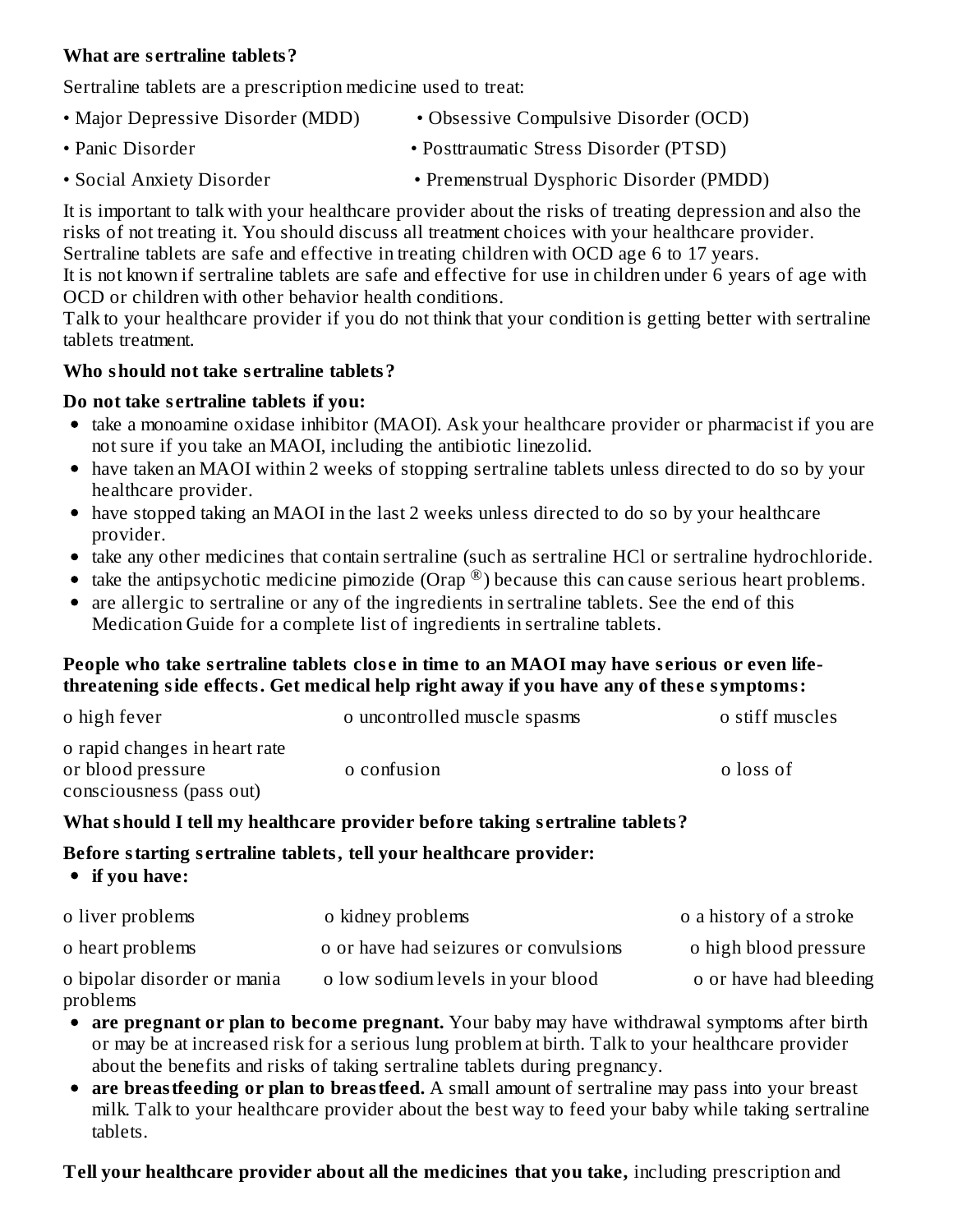**What are sertraline tablets?**

Sertraline tablets are a prescription medicine used to treat:

- Major Depressive Disorder (MDD)
- Obsessive Compulsive Disorder (OCD)
- Panic Disorder
- Posttraumatic Stress Disorder (PTSD)
- Social Anxiety Disorder
- Premenstrual Dysphoric Disorder (PMDD)

It is important to talk with your healthcare provider about the risks of treating depression and also the risks of not treating it. You should discuss all treatment choices with your healthcare provider.
Sertraline tablets are safe and effective in treating children with OCD age 6 to 17 years.
It is not known if sertraline tablets are safe and effective for use in children under 6 years of age with OCD or children with other behavior health conditions.
Talk to your healthcare provider if you do not think that your condition is getting better with sertraline tablets treatment.

**Who should not take sertraline tablets?**

**Do not take sertraline tablets if you:**

- take a monoamine oxidase inhibitor (MAOI). Ask your healthcare provider or pharmacist if you are not sure if you take an MAOI, including the antibiotic linezolid.
- have taken an MAOI within 2 weeks of stopping sertraline tablets unless directed to do so by your healthcare provider.
- have stopped taking an MAOI in the last 2 weeks unless directed to do so by your healthcare provider.
- take any other medicines that contain sertraline (such as sertraline HCl or sertraline hydrochloride.
- take the antipsychotic medicine pimozide (Orap ®) because this can cause serious heart problems.
- are allergic to sertraline or any of the ingredients in sertraline tablets. See the end of this Medication Guide for a complete list of ingredients in sertraline tablets.

**People who take sertraline tablets close in time to an MAOI may have serious or even life-threatening side effects. Get medical help right away if you have any of these symptoms:**

- high fever
- uncontrolled muscle spasms
- stiff muscles
- rapid changes in heart rate or blood pressure
- confusion
- loss of consciousness (pass out)

**What should I tell my healthcare provider before taking sertraline tablets?**

**Before starting sertraline tablets, tell your healthcare provider:**

- **if you have:**
  - liver problems
  - kidney problems
  - a history of a stroke
  - heart problems
  - or have had seizures or convulsions
  - high blood pressure
  - bipolar disorder or mania problems
  - low sodium levels in your blood
  - or have had bleeding
- **are pregnant or plan to become pregnant.** Your baby may have withdrawal symptoms after birth or may be at increased risk for a serious lung problem at birth. Talk to your healthcare provider about the benefits and risks of taking sertraline tablets during pregnancy.
- **are breastfeeding or plan to breastfeed.** A small amount of sertraline may pass into your breast milk. Talk to your healthcare provider about the best way to feed your baby while taking sertraline tablets.

**Tell your healthcare provider about all the medicines that you take,** including prescription and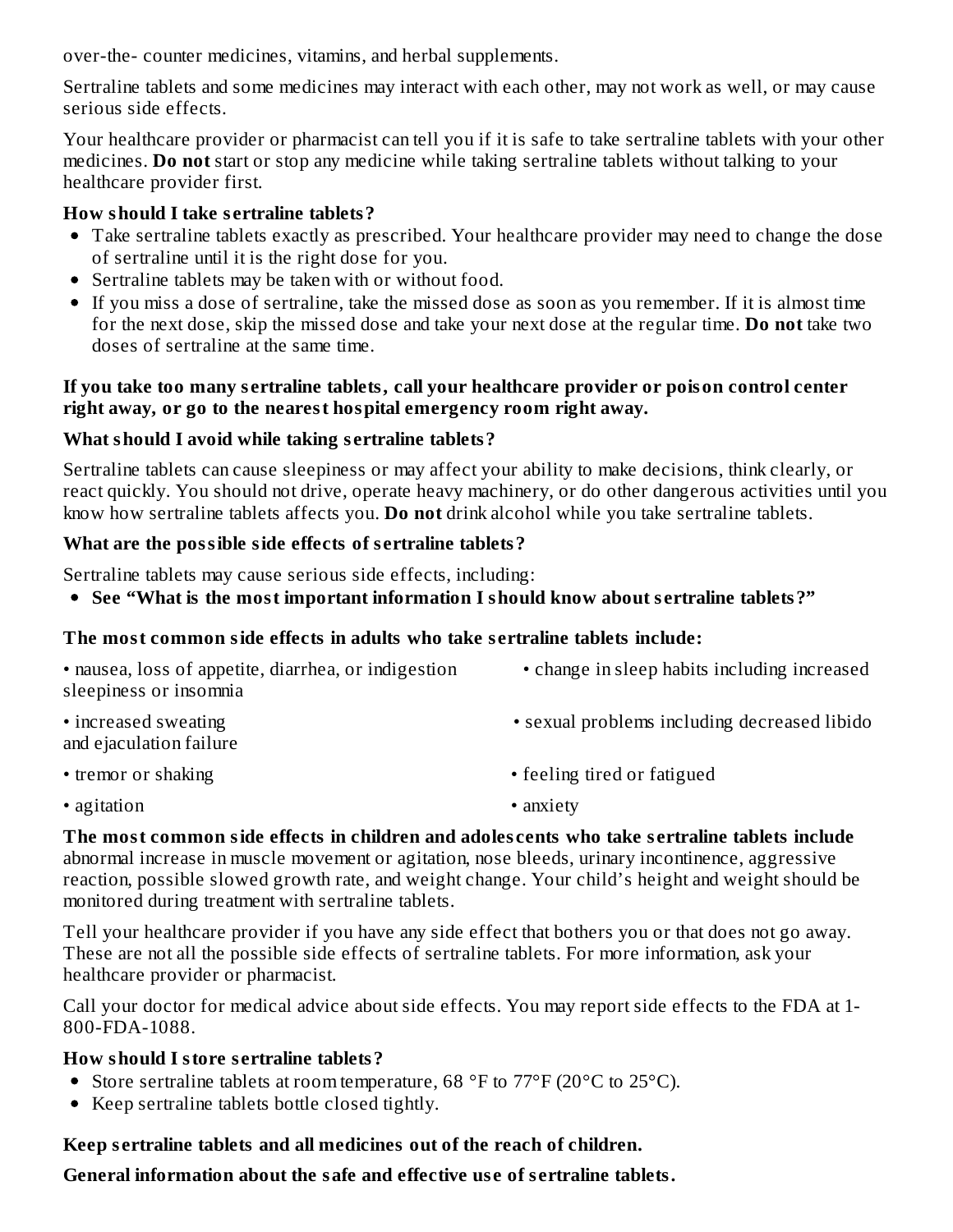over-the- counter medicines, vitamins, and herbal supplements.

Sertraline tablets and some medicines may interact with each other, may not work as well, or may cause serious side effects.

Your healthcare provider or pharmacist can tell you if it is safe to take sertraline tablets with your other medicines. **Do not** start or stop any medicine while taking sertraline tablets without talking to your healthcare provider first.

**How should I take sertraline tablets?**

- Take sertraline tablets exactly as prescribed. Your healthcare provider may need to change the dose of sertraline until it is the right dose for you.
- Sertraline tablets may be taken with or without food.
- If you miss a dose of sertraline, take the missed dose as soon as you remember. If it is almost time for the next dose, skip the missed dose and take your next dose at the regular time. **Do not** take two doses of sertraline at the same time.

**If you take too many sertraline tablets, call your healthcare provider or poison control center right away, or go to the nearest hospital emergency room right away.**

**What should I avoid while taking sertraline tablets?**

Sertraline tablets can cause sleepiness or may affect your ability to make decisions, think clearly, or react quickly. You should not drive, operate heavy machinery, or do other dangerous activities until you know how sertraline tablets affects you. **Do not** drink alcohol while you take sertraline tablets.

**What are the possible side effects of sertraline tablets?**

Sertraline tablets may cause serious side effects, including:

- **See "What is the most important information I should know about sertraline tablets?"**

**The most common side effects in adults who take sertraline tablets include:**

- nausea, loss of appetite, diarrhea, or indigestion
- change in sleep habits including increased sleepiness or insomnia
- increased sweating
- sexual problems including decreased libido and ejaculation failure
- tremor or shaking
- feeling tired or fatigued
- agitation
- anxiety

**The most common side effects in children and adolescents who take sertraline tablets include** abnormal increase in muscle movement or agitation, nose bleeds, urinary incontinence, aggressive reaction, possible slowed growth rate, and weight change. Your child's height and weight should be monitored during treatment with sertraline tablets.

Tell your healthcare provider if you have any side effect that bothers you or that does not go away. These are not all the possible side effects of sertraline tablets. For more information, ask your healthcare provider or pharmacist.

Call your doctor for medical advice about side effects. You may report side effects to the FDA at 1-800-FDA-1088.

**How should I store sertraline tablets?**

- Store sertraline tablets at room temperature, 68 °F to 77°F (20°C to 25°C).
- Keep sertraline tablets bottle closed tightly.

**Keep sertraline tablets and all medicines out of the reach of children.**

**General information about the safe and effective use of sertraline tablets.**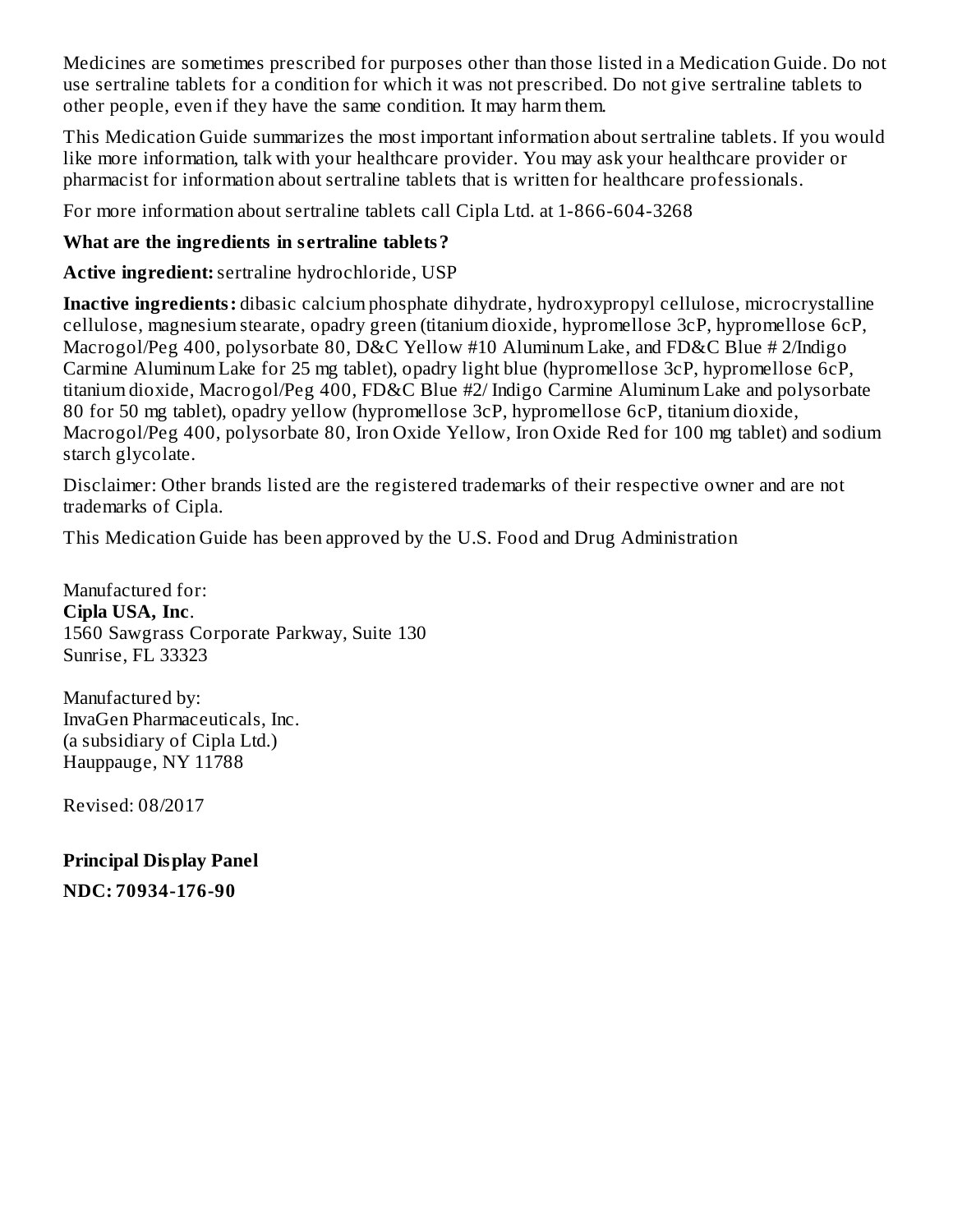Medicines are sometimes prescribed for purposes other than those listed in a Medication Guide. Do not use sertraline tablets for a condition for which it was not prescribed. Do not give sertraline tablets to other people, even if they have the same condition. It may harm them.

This Medication Guide summarizes the most important information about sertraline tablets. If you would like more information, talk with your healthcare provider. You may ask your healthcare provider or pharmacist for information about sertraline tablets that is written for healthcare professionals.

For more information about sertraline tablets call Cipla Ltd. at 1-866-604-3268

**What are the ingredients in sertraline tablets?**

**Active ingredient:** sertraline hydrochloride, USP

**Inactive ingredients:** dibasic calcium phosphate dihydrate, hydroxypropyl cellulose, microcrystalline cellulose, magnesium stearate, opadry green (titanium dioxide, hypromellose 3cP, hypromellose 6cP, Macrogol/Peg 400, polysorbate 80, D&C Yellow #10 Aluminum Lake, and FD&C Blue # 2/Indigo Carmine Aluminum Lake for 25 mg tablet), opadry light blue (hypromellose 3cP, hypromellose 6cP, titanium dioxide, Macrogol/Peg 400, FD&C Blue #2/ Indigo Carmine Aluminum Lake and polysorbate 80 for 50 mg tablet), opadry yellow (hypromellose 3cP, hypromellose 6cP, titanium dioxide, Macrogol/Peg 400, polysorbate 80, Iron Oxide Yellow, Iron Oxide Red for 100 mg tablet) and sodium starch glycolate.

Disclaimer: Other brands listed are the registered trademarks of their respective owner and are not trademarks of Cipla.

This Medication Guide has been approved by the U.S. Food and Drug Administration

Manufactured for:
**Cipla USA, Inc**.
1560 Sawgrass Corporate Parkway, Suite 130
Sunrise, FL 33323

Manufactured by:
InvaGen Pharmaceuticals, Inc.
(a subsidiary of Cipla Ltd.)
Hauppauge, NY 11788

Revised: 08/2017

**Principal Display Panel**

**NDC: 70934-176-90**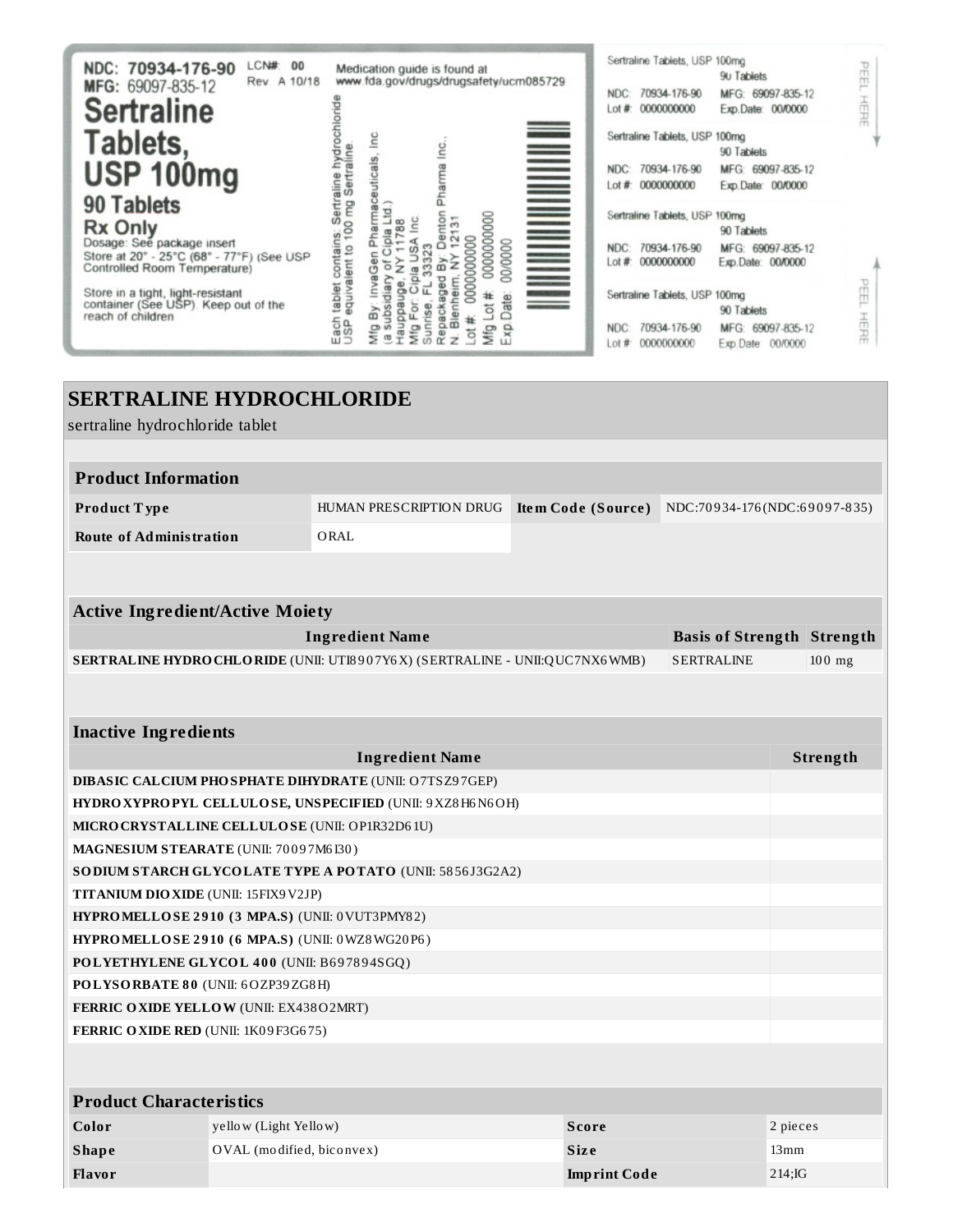NDC: 70934-176-90 LCN#: 00
MFG: 69097-835-12 Rev. A 10/18

**Sertraline Tablets, USP 100mg**

**90 Tablets**

**Rx Only**

Dosage: See package insert

Store at 20° - 25°C (68° - 77°F) (See USP Controlled Room Temperature)

Store in a tight, light-resistant container (See USP). Keep out of the reach of children

Medication guide is found at www.fda.gov/drugs/drugsafety/ucm085729

Each tablet contains: Sertraline hydrochloride USP equivalent to 100 mg Sertraline.

Mfg By: InvaGen Pharmaceuticals, Inc (a subsidiary of Cipla Ltd.) Hauppauge, NY 11788

Mfg For: Cipla USA Inc. Sunrise, FL 33323

Repackaged By: Denton Pharma Inc., N. Blenheim, NY 12131

Lot #: 0000000000

Mfg Lot #: 0000000000

Exp Date: 00/0000

Sertraline Tablets, USP 100mg
90 Tablets
NDC: 70934-176-90 MFG: 69097-835-12
Lot #: 0000000000 Exp.Date: 00/0000

Sertraline Tablets, USP 100mg
90 Tablets
NDC: 70934-176-90 MFG: 69097-835-12
Lot #: 0000000000 Exp.Date: 00/0000

Sertraline Tablets, USP 100mg
90 Tablets
NDC: 70934-176-90 MFG: 69097-835-12
Lot #: 0000000000 Exp.Date: 00/0000

Sertraline Tablets, USP 100mg
90 Tablets
NDC: 70934-176-90 MFG: 69097-835-12
Lot #: 0000000000 Exp.Date: 00/0000

PEEL HERE

PEEL HERE

# SERTRALINE HYDROCHLORIDE

sertraline hydrochloride tablet

| Product Information | | | |
|---|---|---|---|
| **Product Type** | HUMAN PRESCRIPTION DRUG | **Item Code (Source)** | NDC:70934-176(NDC:69097-835) |
| **Route of Administration** | ORAL | | |

| Active Ingredient/Active Moiety | | |
|---|---|---|
| **Ingredient Name** | **Basis of Strength** | **Strength** |
| **SERTRALINE HYDROCHLORIDE** (UNII: UTI8907Y6X) (SERTRALINE - UNII:QUC7NX6WMB) | SERTRALINE | 100 mg |

| Inactive Ingredients | |
|---|---|
| **Ingredient Name** | **Strength** |
| **DIBASIC CALCIUM PHOSPHATE DIHYDRATE** (UNII: O7TSZ97GEP) | |
| **HYDROXYPROPYL CELLULOSE, UNSPECIFIED** (UNII: 9XZ8H6N6OH) | |
| **MICROCRYSTALLINE CELLULOSE** (UNII: OP1R32D61U) | |
| **MAGNESIUM STEARATE** (UNII: 70097M6I30) | |
| **SODIUM STARCH GLYCOLATE TYPE A POTATO** (UNII: 5856J3G2A2) | |
| **TITANIUM DIOXIDE** (UNII: 15FIX9V2JP) | |
| **HYPROMELLOSE 2910 (3 MPA.S)** (UNII: 0VUT3PMY82) | |
| **HYPROMELLOSE 2910 (6 MPA.S)** (UNII: 0WZ8WG20P6) | |
| **POLYETHYLENE GLYCOL 400** (UNII: B697894SGQ) | |
| **POLYSORBATE 80** (UNII: 6OZP39ZG8H) | |
| **FERRIC OXIDE YELLOW** (UNII: EX438O2MRT) | |
| **FERRIC OXIDE RED** (UNII: 1K09F3G675) | |

| Product Characteristics | | | |
|---|---|---|---|
| **Color** | yellow (Light Yellow) | **Score** | 2 pieces |
| **Shape** | OVAL (modified, biconvex) | **Size** | 13mm |
| **Flavor** | | **Imprint Code** | 214;IG |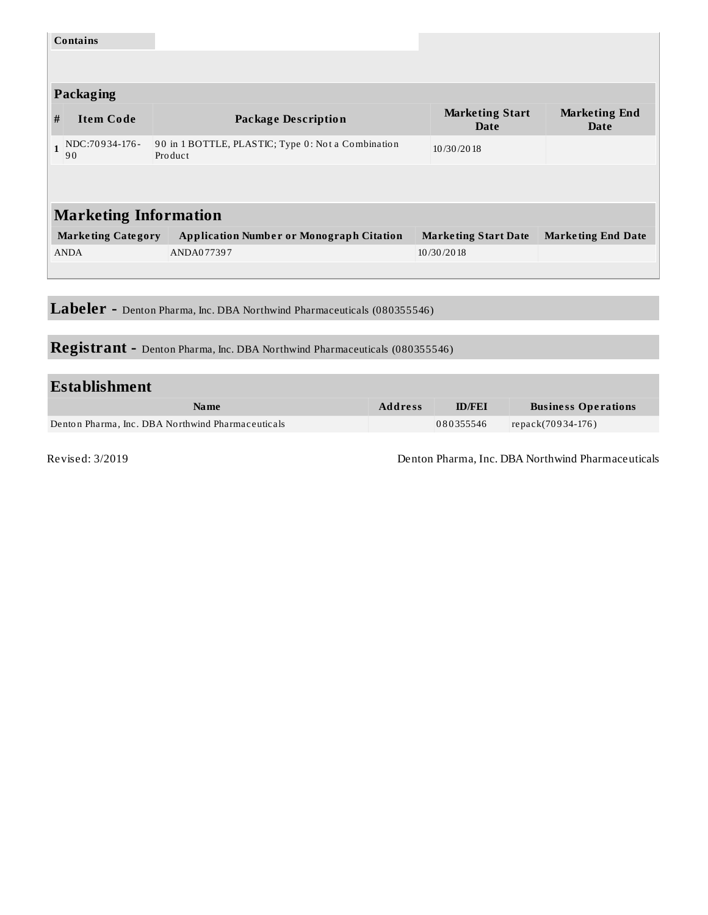| Contains | |
|---|---|

### Packaging

| # | Item Code | Package Description | Marketing Start Date | Marketing End Date |
|---|---|---|---|---|
| 1 | NDC:70934-176-90 | 90 in 1 BOTTLE, PLASTIC; Type 0: Not a Combination Product | 10/30/2018 | |

### Marketing Information

| Marketing Category | Application Number or Monograph Citation | Marketing Start Date | Marketing End Date |
|---|---|---|---|
| ANDA | ANDA077397 | 10/30/2018 | |

## Labeler - Denton Pharma, Inc. DBA Northwind Pharmaceuticals (080355546)

## Registrant - Denton Pharma, Inc. DBA Northwind Pharmaceuticals (080355546)

## Establishment

| Name | Address | ID/FEI | Business Operations |
|---|---|---|---|
| Denton Pharma, Inc. DBA Northwind Pharmaceuticals | | 080355546 | repack(70934-176) |

Revised: 3/2019

Denton Pharma, Inc. DBA Northwind Pharmaceuticals